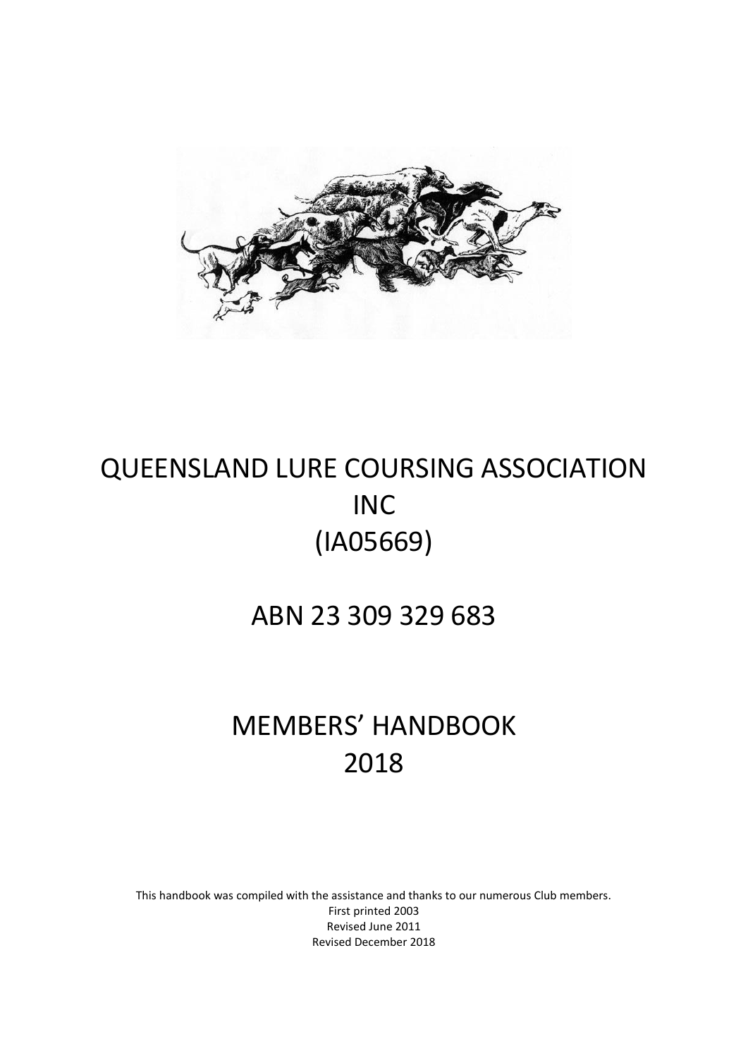# QUEENSLAND LURE COURSING ASSOCIATION INC (IA05669)

## ABN 23 309 329 683

# MEMBERS' HANDBOOK 2018

This handbook was compiled with the assistance and thanks to our numerous Club members.
First printed 2003
Revised June 2011
Revised December 2018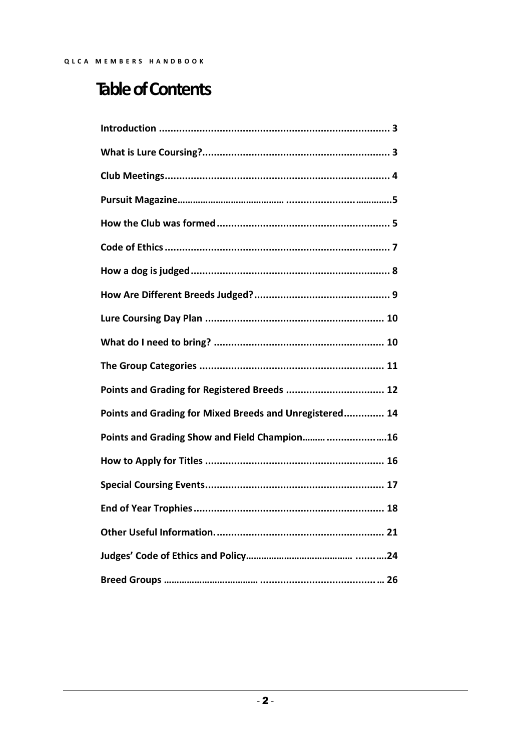# Table of Contents

**Introduction ............................................................................... 3**

**What is Lure Coursing?................................................................. 3**

**Club Meetings............................................................................. 4**

**Pursuit Magazine……………………………………. ......................…………..5**

**How the Club was formed ........................................................... 5**

**Code of Ethics ............................................................................. 7**

**How a dog is judged .................................................................... 8**

**How Are Different Breeds Judged?.............................................. 9**

**Lure Coursing Day Plan ............................................................. 10**

**What do I need to bring? .......................................................... 10**

**The Group Categories ............................................................... 11**

**Points and Grading for Registered Breeds .................................. 12**

**Points and Grading for Mixed Breeds and Unregistered.............. 14**

**Points and Grading Show and Field Champion……… ...................….16**

**How to Apply for Titles ............................................................. 16**

**Special Coursing Events............................................................. 17**

**End of Year Trophies ................................................................. 18**

**Other Useful Information........................................................... 21**

**Judges' Code of Ethics and Policy……………………………………. ..........24**

**Breed Groups ……………………………… ......................................… 26**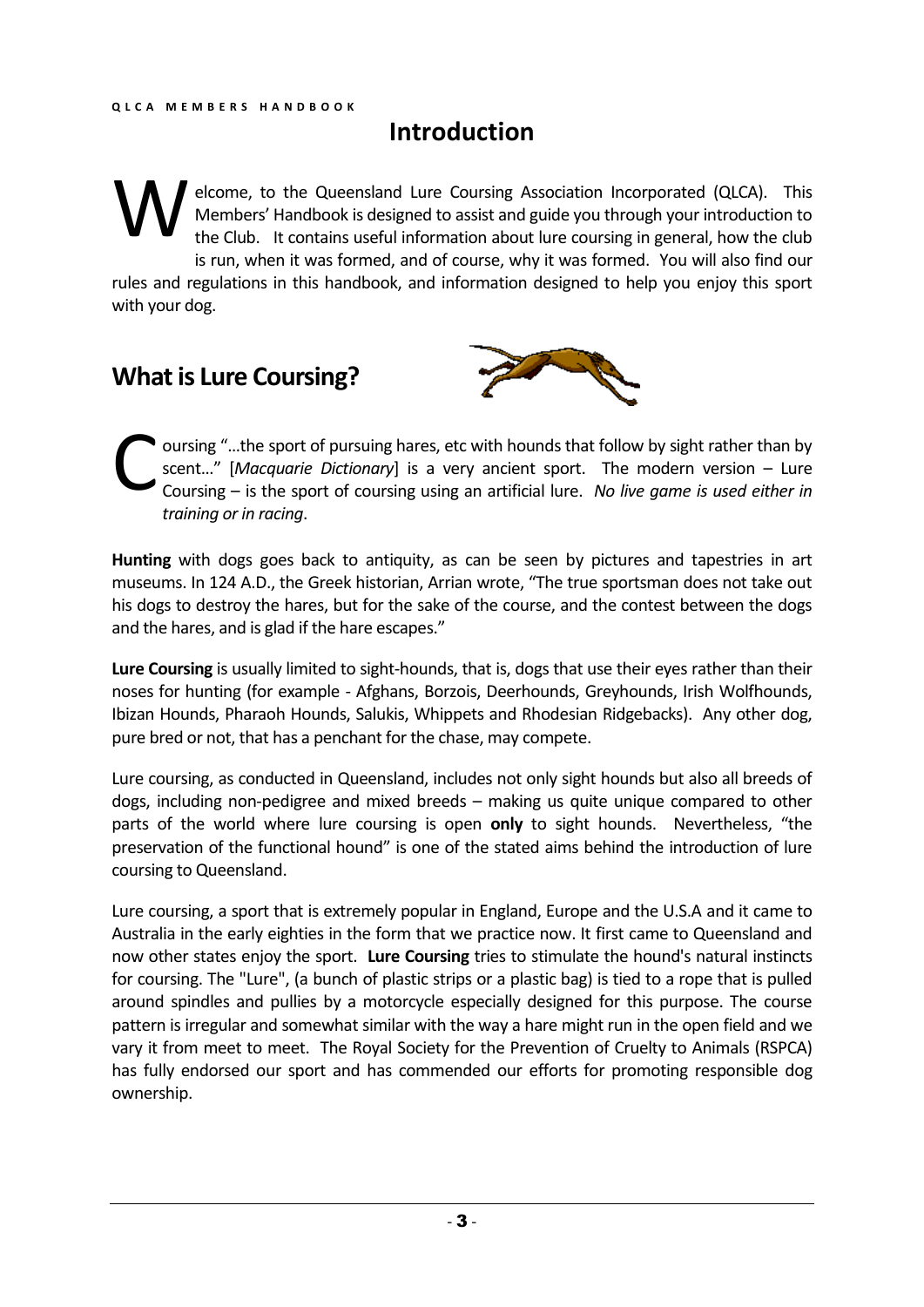# Introduction

Welcome, to the Queensland Lure Coursing Association Incorporated (QLCA). This Members' Handbook is designed to assist and guide you through your introduction to the Club. It contains useful information about lure coursing in general, how the club is run, when it was formed, and of course, why it was formed. You will also find our rules and regulations in this handbook, and information designed to help you enjoy this sport with your dog.

## What is Lure Coursing?

Coursing "…the sport of pursuing hares, etc with hounds that follow by sight rather than by scent…" [*Macquarie Dictionary*] is a very ancient sport. The modern version – Lure Coursing – is the sport of coursing using an artificial lure. *No live game is used either in training or in racing*.

**Hunting** with dogs goes back to antiquity, as can be seen by pictures and tapestries in art museums. In 124 A.D., the Greek historian, Arrian wrote, "The true sportsman does not take out his dogs to destroy the hares, but for the sake of the course, and the contest between the dogs and the hares, and is glad if the hare escapes."

**Lure Coursing** is usually limited to sight-hounds, that is, dogs that use their eyes rather than their noses for hunting (for example - Afghans, Borzois, Deerhounds, Greyhounds, Irish Wolfhounds, Ibizan Hounds, Pharaoh Hounds, Salukis, Whippets and Rhodesian Ridgebacks). Any other dog, pure bred or not, that has a penchant for the chase, may compete.

Lure coursing, as conducted in Queensland, includes not only sight hounds but also all breeds of dogs, including non-pedigree and mixed breeds – making us quite unique compared to other parts of the world where lure coursing is open **only** to sight hounds. Nevertheless, "the preservation of the functional hound" is one of the stated aims behind the introduction of lure coursing to Queensland.

Lure coursing, a sport that is extremely popular in England, Europe and the U.S.A and it came to Australia in the early eighties in the form that we practice now. It first came to Queensland and now other states enjoy the sport. **Lure Coursing** tries to stimulate the hound's natural instincts for coursing. The "Lure", (a bunch of plastic strips or a plastic bag) is tied to a rope that is pulled around spindles and pullies by a motorcycle especially designed for this purpose. The course pattern is irregular and somewhat similar with the way a hare might run in the open field and we vary it from meet to meet. The Royal Society for the Prevention of Cruelty to Animals (RSPCA) has fully endorsed our sport and has commended our efforts for promoting responsible dog ownership.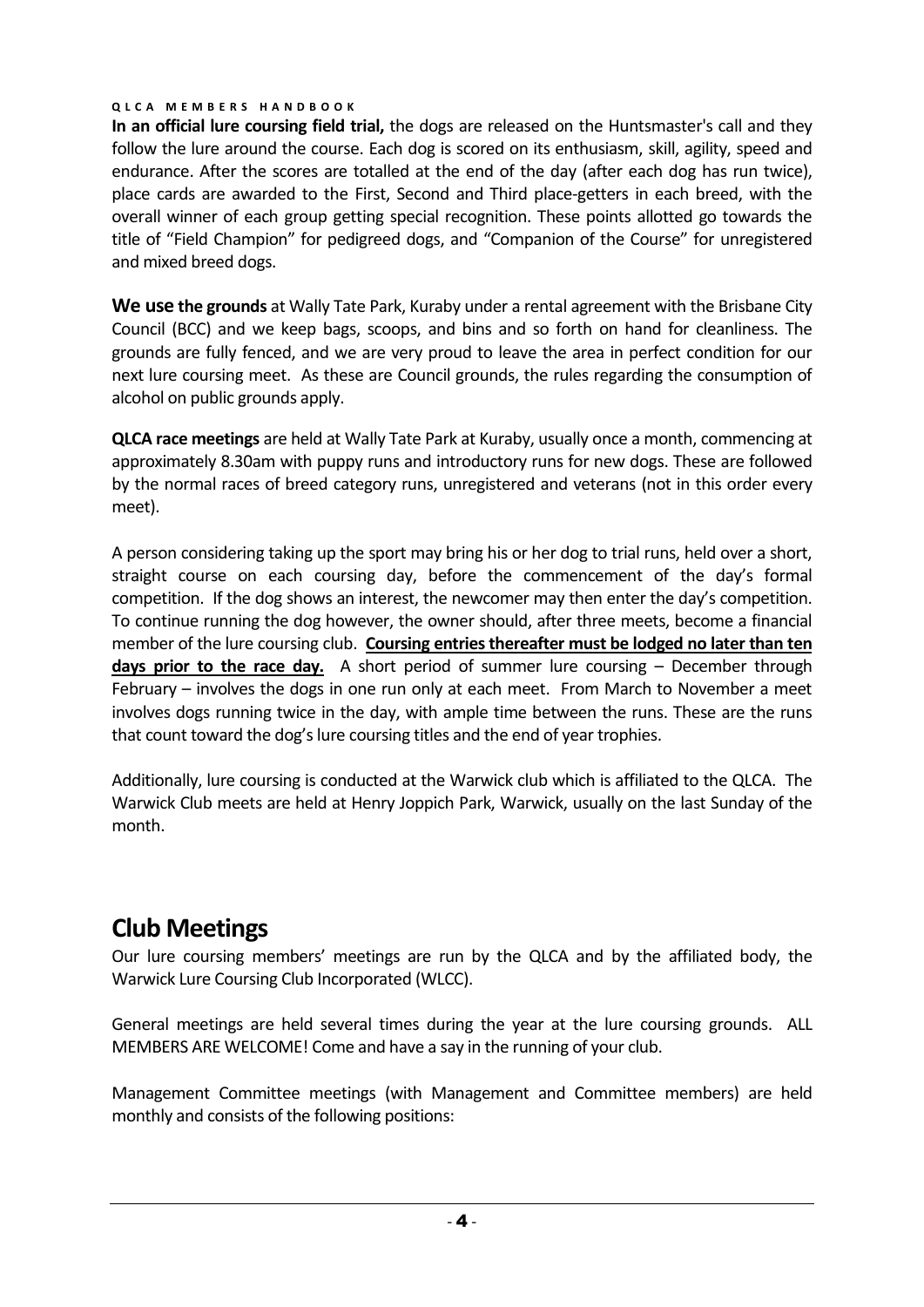**In an official lure coursing field trial,** the dogs are released on the Huntsmaster's call and they follow the lure around the course. Each dog is scored on its enthusiasm, skill, agility, speed and endurance. After the scores are totalled at the end of the day (after each dog has run twice), place cards are awarded to the First, Second and Third place-getters in each breed, with the overall winner of each group getting special recognition. These points allotted go towards the title of "Field Champion" for pedigreed dogs, and "Companion of the Course" for unregistered and mixed breed dogs.

**We use the grounds** at Wally Tate Park, Kuraby under a rental agreement with the Brisbane City Council (BCC) and we keep bags, scoops, and bins and so forth on hand for cleanliness. The grounds are fully fenced, and we are very proud to leave the area in perfect condition for our next lure coursing meet. As these are Council grounds, the rules regarding the consumption of alcohol on public grounds apply.

**QLCA race meetings** are held at Wally Tate Park at Kuraby, usually once a month, commencing at approximately 8.30am with puppy runs and introductory runs for new dogs. These are followed by the normal races of breed category runs, unregistered and veterans (not in this order every meet).

A person considering taking up the sport may bring his or her dog to trial runs, held over a short, straight course on each coursing day, before the commencement of the day's formal competition. If the dog shows an interest, the newcomer may then enter the day's competition. To continue running the dog however, the owner should, after three meets, become a financial member of the lure coursing club. **Coursing entries thereafter must be lodged no later than ten days prior to the race day.** A short period of summer lure coursing – December through February – involves the dogs in one run only at each meet. From March to November a meet involves dogs running twice in the day, with ample time between the runs. These are the runs that count toward the dog's lure coursing titles and the end of year trophies.

Additionally, lure coursing is conducted at the Warwick club which is affiliated to the QLCA. The Warwick Club meets are held at Henry Joppich Park, Warwick, usually on the last Sunday of the month.

## Club Meetings

Our lure coursing members' meetings are run by the QLCA and by the affiliated body, the Warwick Lure Coursing Club Incorporated (WLCC).

General meetings are held several times during the year at the lure coursing grounds. ALL MEMBERS ARE WELCOME! Come and have a say in the running of your club.

Management Committee meetings (with Management and Committee members) are held monthly and consists of the following positions: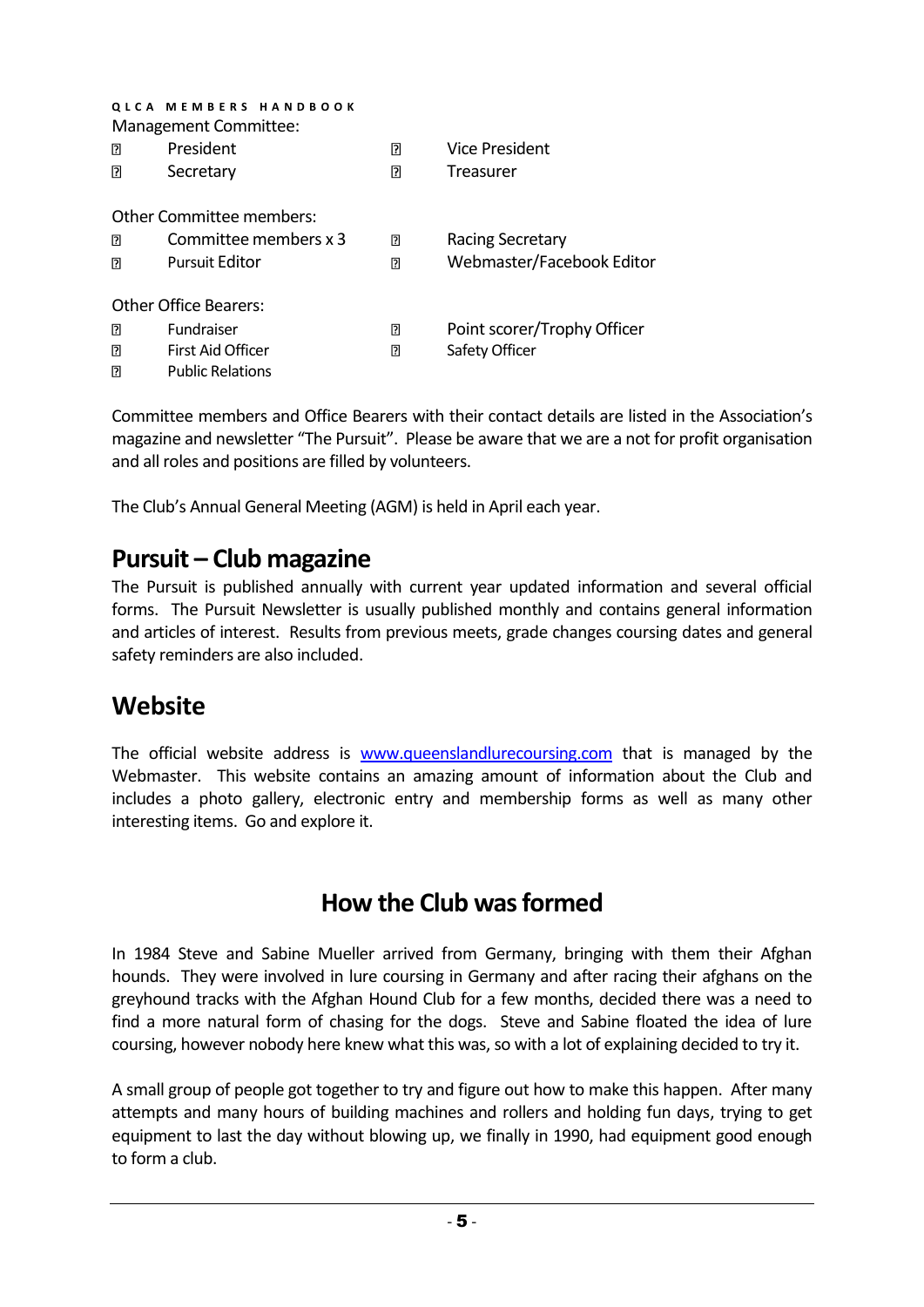Management Committee:

- President
- Vice President
- Secretary
- Treasurer

Other Committee members:

- Committee members x 3
- Racing Secretary
- Pursuit Editor
- Webmaster/Facebook Editor

Other Office Bearers:

- Fundraiser
- Point scorer/Trophy Officer
- First Aid Officer
- Safety Officer
- Public Relations

Committee members and Office Bearers with their contact details are listed in the Association's magazine and newsletter "The Pursuit". Please be aware that we are a not for profit organisation and all roles and positions are filled by volunteers.

The Club's Annual General Meeting (AGM) is held in April each year.

## Pursuit – Club magazine

The Pursuit is published annually with current year updated information and several official forms. The Pursuit Newsletter is usually published monthly and contains general information and articles of interest. Results from previous meets, grade changes coursing dates and general safety reminders are also included.

## Website

The official website address is [www.queenslandlurecoursing.com](http://www.queenslandlurecoursing.com) that is managed by the Webmaster. This website contains an amazing amount of information about the Club and includes a photo gallery, electronic entry and membership forms as well as many other interesting items. Go and explore it.

## How the Club was formed

In 1984 Steve and Sabine Mueller arrived from Germany, bringing with them their Afghan hounds. They were involved in lure coursing in Germany and after racing their afghans on the greyhound tracks with the Afghan Hound Club for a few months, decided there was a need to find a more natural form of chasing for the dogs. Steve and Sabine floated the idea of lure coursing, however nobody here knew what this was, so with a lot of explaining decided to try it.

A small group of people got together to try and figure out how to make this happen. After many attempts and many hours of building machines and rollers and holding fun days, trying to get equipment to last the day without blowing up, we finally in 1990, had equipment good enough to form a club.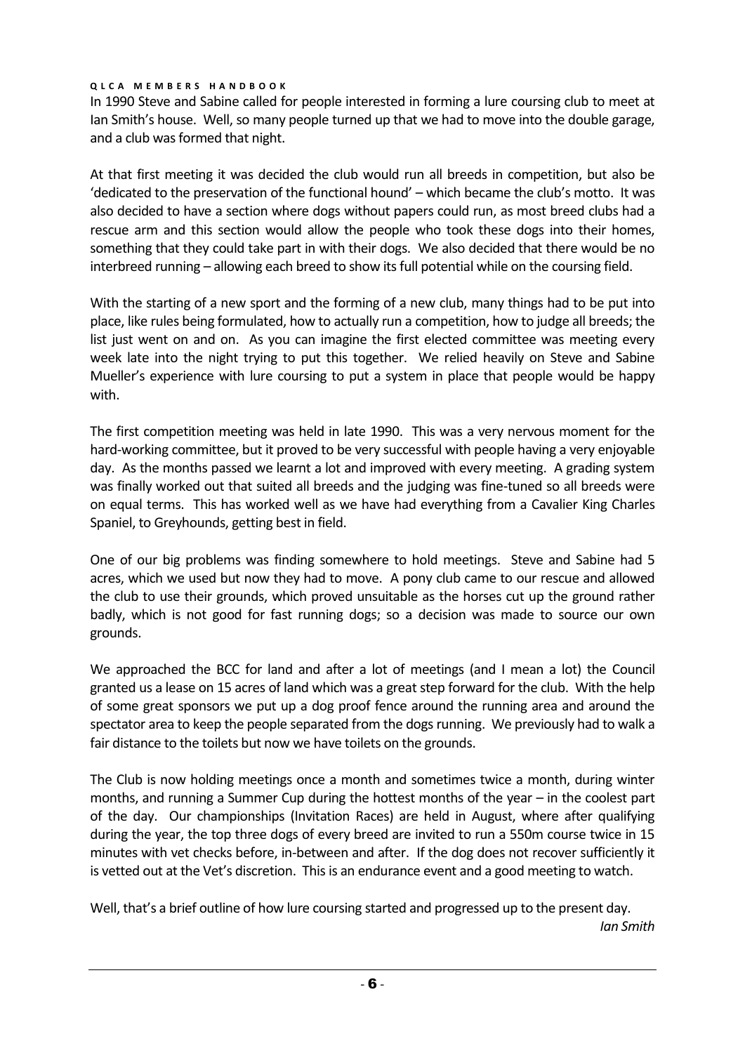In 1990 Steve and Sabine called for people interested in forming a lure coursing club to meet at Ian Smith's house. Well, so many people turned up that we had to move into the double garage, and a club was formed that night.

At that first meeting it was decided the club would run all breeds in competition, but also be 'dedicated to the preservation of the functional hound' – which became the club's motto. It was also decided to have a section where dogs without papers could run, as most breed clubs had a rescue arm and this section would allow the people who took these dogs into their homes, something that they could take part in with their dogs. We also decided that there would be no interbreed running – allowing each breed to show its full potential while on the coursing field.

With the starting of a new sport and the forming of a new club, many things had to be put into place, like rules being formulated, how to actually run a competition, how to judge all breeds; the list just went on and on. As you can imagine the first elected committee was meeting every week late into the night trying to put this together. We relied heavily on Steve and Sabine Mueller's experience with lure coursing to put a system in place that people would be happy with.

The first competition meeting was held in late 1990. This was a very nervous moment for the hard-working committee, but it proved to be very successful with people having a very enjoyable day. As the months passed we learnt a lot and improved with every meeting. A grading system was finally worked out that suited all breeds and the judging was fine-tuned so all breeds were on equal terms. This has worked well as we have had everything from a Cavalier King Charles Spaniel, to Greyhounds, getting best in field.

One of our big problems was finding somewhere to hold meetings. Steve and Sabine had 5 acres, which we used but now they had to move. A pony club came to our rescue and allowed the club to use their grounds, which proved unsuitable as the horses cut up the ground rather badly, which is not good for fast running dogs; so a decision was made to source our own grounds.

We approached the BCC for land and after a lot of meetings (and I mean a lot) the Council granted us a lease on 15 acres of land which was a great step forward for the club. With the help of some great sponsors we put up a dog proof fence around the running area and around the spectator area to keep the people separated from the dogs running. We previously had to walk a fair distance to the toilets but now we have toilets on the grounds.

The Club is now holding meetings once a month and sometimes twice a month, during winter months, and running a Summer Cup during the hottest months of the year – in the coolest part of the day. Our championships (Invitation Races) are held in August, where after qualifying during the year, the top three dogs of every breed are invited to run a 550m course twice in 15 minutes with vet checks before, in-between and after. If the dog does not recover sufficiently it is vetted out at the Vet's discretion. This is an endurance event and a good meeting to watch.

Well, that's a brief outline of how lure coursing started and progressed up to the present day.

*Ian Smith*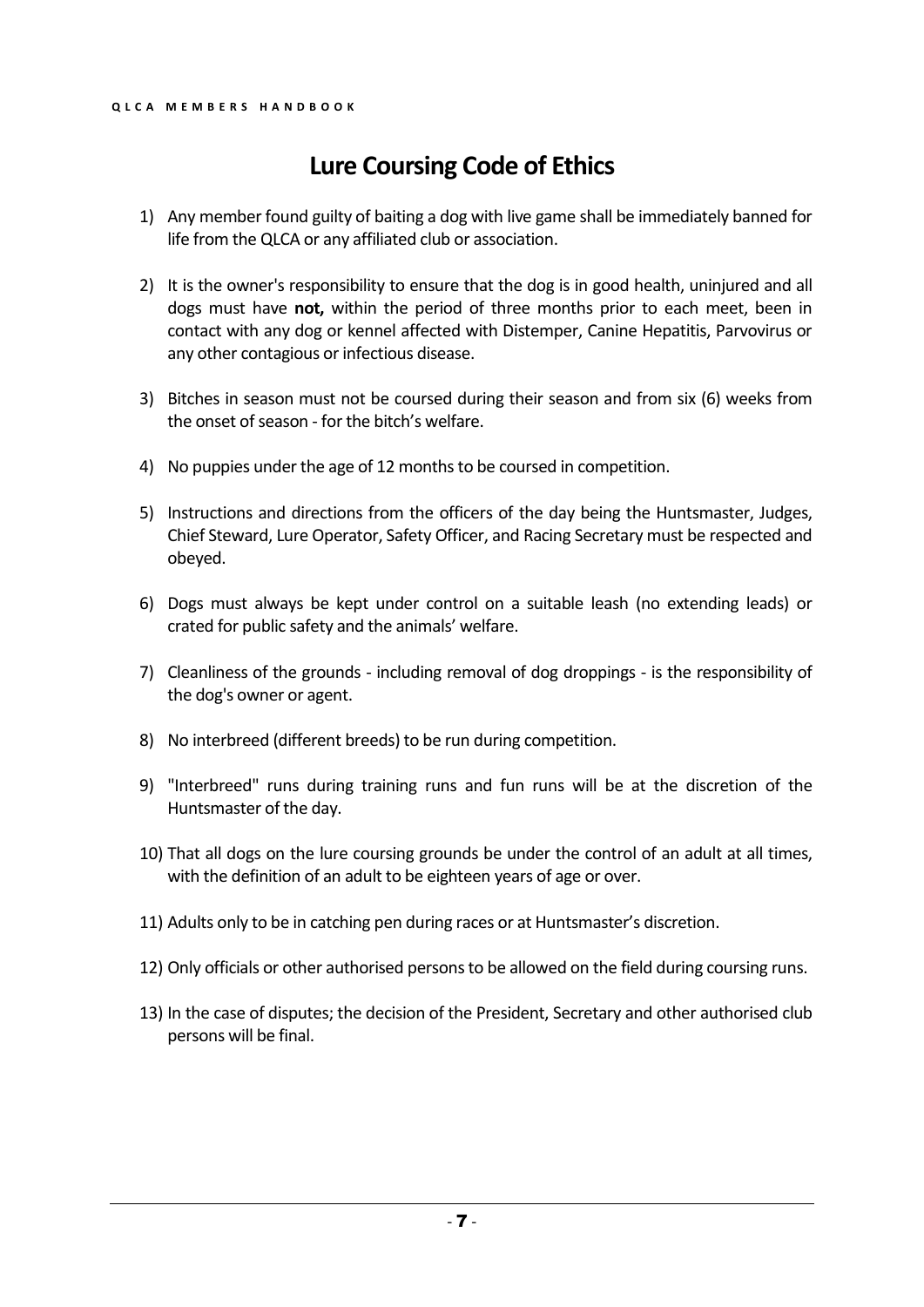# Lure Coursing Code of Ethics

1) Any member found guilty of baiting a dog with live game shall be immediately banned for life from the QLCA or any affiliated club or association.

2) It is the owner's responsibility to ensure that the dog is in good health, uninjured and all dogs must have **not,** within the period of three months prior to each meet, been in contact with any dog or kennel affected with Distemper, Canine Hepatitis, Parvovirus or any other contagious or infectious disease.

3) Bitches in season must not be coursed during their season and from six (6) weeks from the onset of season - for the bitch's welfare.

4) No puppies under the age of 12 months to be coursed in competition.

5) Instructions and directions from the officers of the day being the Huntsmaster, Judges, Chief Steward, Lure Operator, Safety Officer, and Racing Secretary must be respected and obeyed.

6) Dogs must always be kept under control on a suitable leash (no extending leads) or crated for public safety and the animals' welfare.

7) Cleanliness of the grounds - including removal of dog droppings - is the responsibility of the dog's owner or agent.

8) No interbreed (different breeds) to be run during competition.

9) "Interbreed" runs during training runs and fun runs will be at the discretion of the Huntsmaster of the day.

10) That all dogs on the lure coursing grounds be under the control of an adult at all times, with the definition of an adult to be eighteen years of age or over.

11) Adults only to be in catching pen during races or at Huntsmaster's discretion.

12) Only officials or other authorised persons to be allowed on the field during coursing runs.

13) In the case of disputes; the decision of the President, Secretary and other authorised club persons will be final.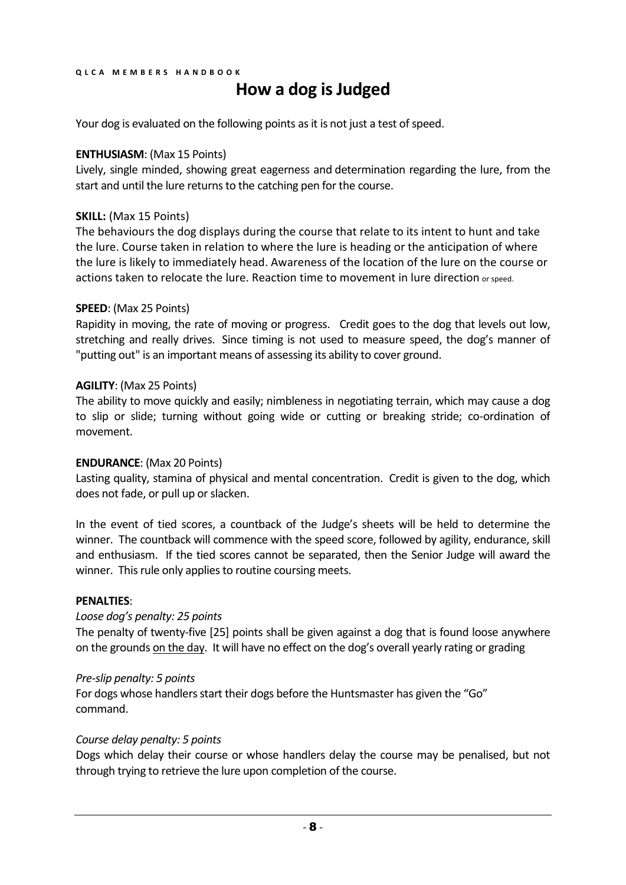# How a dog is Judged

Your dog is evaluated on the following points as it is not just a test of speed.

**ENTHUSIASM**: (Max 15 Points)
Lively, single minded, showing great eagerness and determination regarding the lure, from the start and until the lure returns to the catching pen for the course.

**SKILL:** (Max 15 Points)
The behaviours the dog displays during the course that relate to its intent to hunt and take the lure. Course taken in relation to where the lure is heading or the anticipation of where the lure is likely to immediately head. Awareness of the location of the lure on the course or actions taken to relocate the lure. Reaction time to movement in lure direction or speed.

**SPEED**: (Max 25 Points)
Rapidity in moving, the rate of moving or progress. Credit goes to the dog that levels out low, stretching and really drives. Since timing is not used to measure speed, the dog's manner of "putting out" is an important means of assessing its ability to cover ground.

**AGILITY**: (Max 25 Points)
The ability to move quickly and easily; nimbleness in negotiating terrain, which may cause a dog to slip or slide; turning without going wide or cutting or breaking stride; co-ordination of movement.

**ENDURANCE**: (Max 20 Points)
Lasting quality, stamina of physical and mental concentration. Credit is given to the dog, which does not fade, or pull up or slacken.

In the event of tied scores, a countback of the Judge's sheets will be held to determine the winner. The countback will commence with the speed score, followed by agility, endurance, skill and enthusiasm. If the tied scores cannot be separated, then the Senior Judge will award the winner. This rule only applies to routine coursing meets.

**PENALTIES**:

*Loose dog's penalty: 25 points*
The penalty of twenty-five [25] points shall be given against a dog that is found loose anywhere on the grounds on the day. It will have no effect on the dog's overall yearly rating or grading

*Pre-slip penalty: 5 points*
For dogs whose handlers start their dogs before the Huntsmaster has given the "Go" command.

*Course delay penalty: 5 points*
Dogs which delay their course or whose handlers delay the course may be penalised, but not through trying to retrieve the lure upon completion of the course.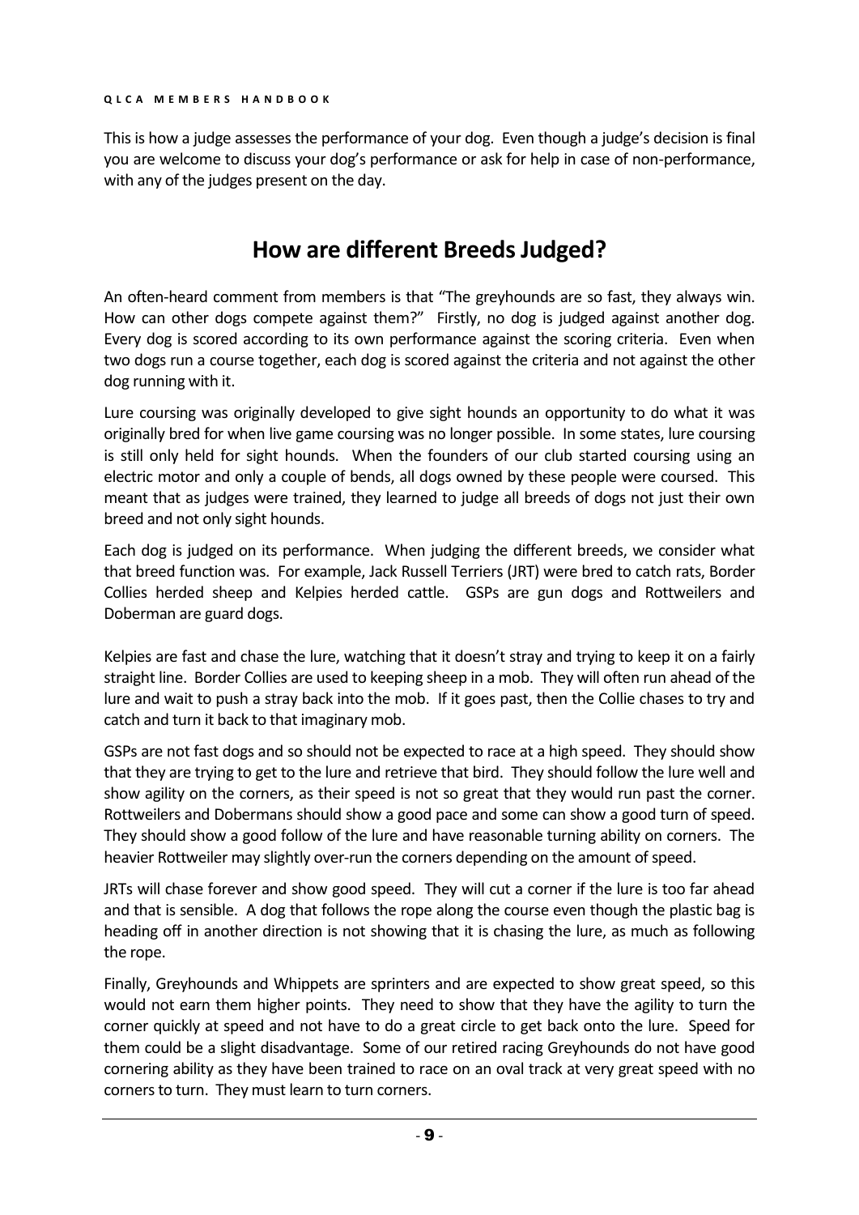This is how a judge assesses the performance of your dog. Even though a judge's decision is final you are welcome to discuss your dog's performance or ask for help in case of non-performance, with any of the judges present on the day.

## How are different Breeds Judged?

An often-heard comment from members is that "The greyhounds are so fast, they always win. How can other dogs compete against them?" Firstly, no dog is judged against another dog. Every dog is scored according to its own performance against the scoring criteria. Even when two dogs run a course together, each dog is scored against the criteria and not against the other dog running with it.

Lure coursing was originally developed to give sight hounds an opportunity to do what it was originally bred for when live game coursing was no longer possible. In some states, lure coursing is still only held for sight hounds. When the founders of our club started coursing using an electric motor and only a couple of bends, all dogs owned by these people were coursed. This meant that as judges were trained, they learned to judge all breeds of dogs not just their own breed and not only sight hounds.

Each dog is judged on its performance. When judging the different breeds, we consider what that breed function was. For example, Jack Russell Terriers (JRT) were bred to catch rats, Border Collies herded sheep and Kelpies herded cattle. GSPs are gun dogs and Rottweilers and Doberman are guard dogs.

Kelpies are fast and chase the lure, watching that it doesn't stray and trying to keep it on a fairly straight line. Border Collies are used to keeping sheep in a mob. They will often run ahead of the lure and wait to push a stray back into the mob. If it goes past, then the Collie chases to try and catch and turn it back to that imaginary mob.

GSPs are not fast dogs and so should not be expected to race at a high speed. They should show that they are trying to get to the lure and retrieve that bird. They should follow the lure well and show agility on the corners, as their speed is not so great that they would run past the corner. Rottweilers and Dobermans should show a good pace and some can show a good turn of speed. They should show a good follow of the lure and have reasonable turning ability on corners. The heavier Rottweiler may slightly over-run the corners depending on the amount of speed.

JRTs will chase forever and show good speed. They will cut a corner if the lure is too far ahead and that is sensible. A dog that follows the rope along the course even though the plastic bag is heading off in another direction is not showing that it is chasing the lure, as much as following the rope.

Finally, Greyhounds and Whippets are sprinters and are expected to show great speed, so this would not earn them higher points. They need to show that they have the agility to turn the corner quickly at speed and not have to do a great circle to get back onto the lure. Speed for them could be a slight disadvantage. Some of our retired racing Greyhounds do not have good cornering ability as they have been trained to race on an oval track at very great speed with no corners to turn. They must learn to turn corners.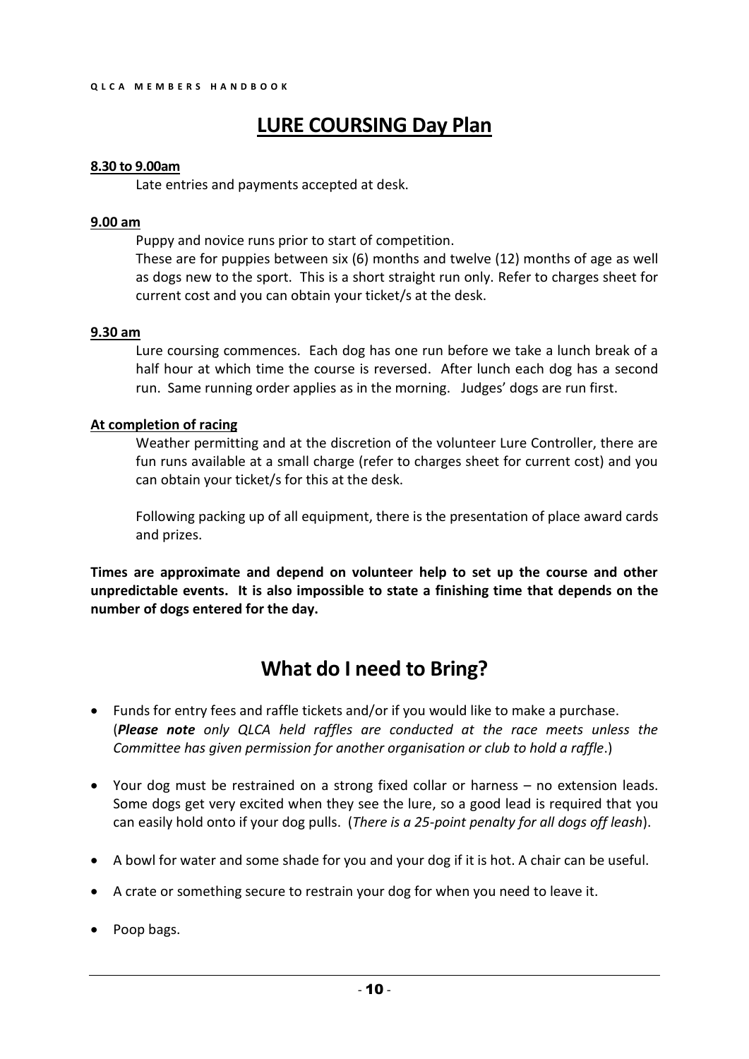# LURE COURSING Day Plan

**8.30 to 9.00am**

Late entries and payments accepted at desk.

**9.00 am**

Puppy and novice runs prior to start of competition.

These are for puppies between six (6) months and twelve (12) months of age as well as dogs new to the sport. This is a short straight run only. Refer to charges sheet for current cost and you can obtain your ticket/s at the desk.

**9.30 am**

Lure coursing commences. Each dog has one run before we take a lunch break of a half hour at which time the course is reversed. After lunch each dog has a second run. Same running order applies as in the morning. Judges' dogs are run first.

**At completion of racing**

Weather permitting and at the discretion of the volunteer Lure Controller, there are fun runs available at a small charge (refer to charges sheet for current cost) and you can obtain your ticket/s for this at the desk.

Following packing up of all equipment, there is the presentation of place award cards and prizes.

**Times are approximate and depend on volunteer help to set up the course and other unpredictable events. It is also impossible to state a finishing time that depends on the number of dogs entered for the day.**

# What do I need to Bring?

- Funds for entry fees and raffle tickets and/or if you would like to make a purchase. (***Please note*** *only QLCA held raffles are conducted at the race meets unless the Committee has given permission for another organisation or club to hold a raffle*.)
- Your dog must be restrained on a strong fixed collar or harness – no extension leads. Some dogs get very excited when they see the lure, so a good lead is required that you can easily hold onto if your dog pulls. (*There is a 25-point penalty for all dogs off leash*).
- A bowl for water and some shade for you and your dog if it is hot. A chair can be useful.
- A crate or something secure to restrain your dog for when you need to leave it.
- Poop bags.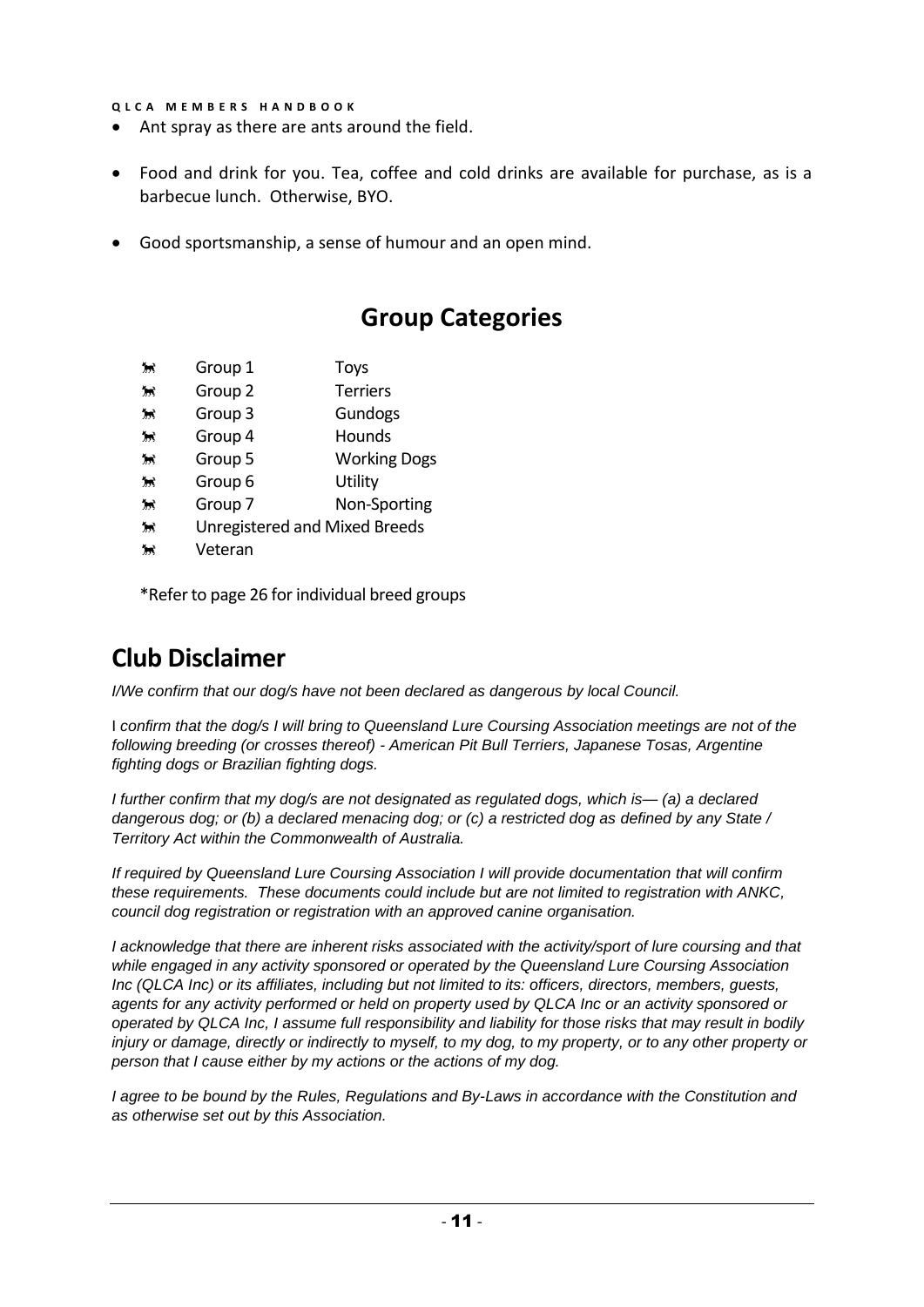- Ant spray as there are ants around the field.
- Food and drink for you. Tea, coffee and cold drinks are available for purchase, as is a barbecue lunch. Otherwise, BYO.
- Good sportsmanship, a sense of humour and an open mind.

## Group Categories

| | |
|---|---|
| Group 1 | Toys |
| Group 2 | Terriers |
| Group 3 | Gundogs |
| Group 4 | Hounds |
| Group 5 | Working Dogs |
| Group 6 | Utility |
| Group 7 | Non-Sporting |
| Unregistered and Mixed Breeds | |
| Veteran | |

*Refer to page 26 for individual breed groups

## Club Disclaimer

*I/We confirm that our dog/s have not been declared as dangerous by local Council.*

*I confirm that the dog/s I will bring to Queensland Lure Coursing Association meetings are not of the following breeding (or crosses thereof) - American Pit Bull Terriers, Japanese Tosas, Argentine fighting dogs or Brazilian fighting dogs.*

*I further confirm that my dog/s are not designated as regulated dogs, which is— (a) a declared dangerous dog; or (b) a declared menacing dog; or (c) a restricted dog as defined by any State / Territory Act within the Commonwealth of Australia.*

*If required by Queensland Lure Coursing Association I will provide documentation that will confirm these requirements. These documents could include but are not limited to registration with ANKC, council dog registration or registration with an approved canine organisation.*

*I acknowledge that there are inherent risks associated with the activity/sport of lure coursing and that while engaged in any activity sponsored or operated by the Queensland Lure Coursing Association Inc (QLCA Inc) or its affiliates, including but not limited to its: officers, directors, members, guests, agents for any activity performed or held on property used by QLCA Inc or an activity sponsored or operated by QLCA Inc, I assume full responsibility and liability for those risks that may result in bodily injury or damage, directly or indirectly to myself, to my dog, to my property, or to any other property or person that I cause either by my actions or the actions of my dog.*

*I agree to be bound by the Rules, Regulations and By-Laws in accordance with the Constitution and as otherwise set out by this Association.*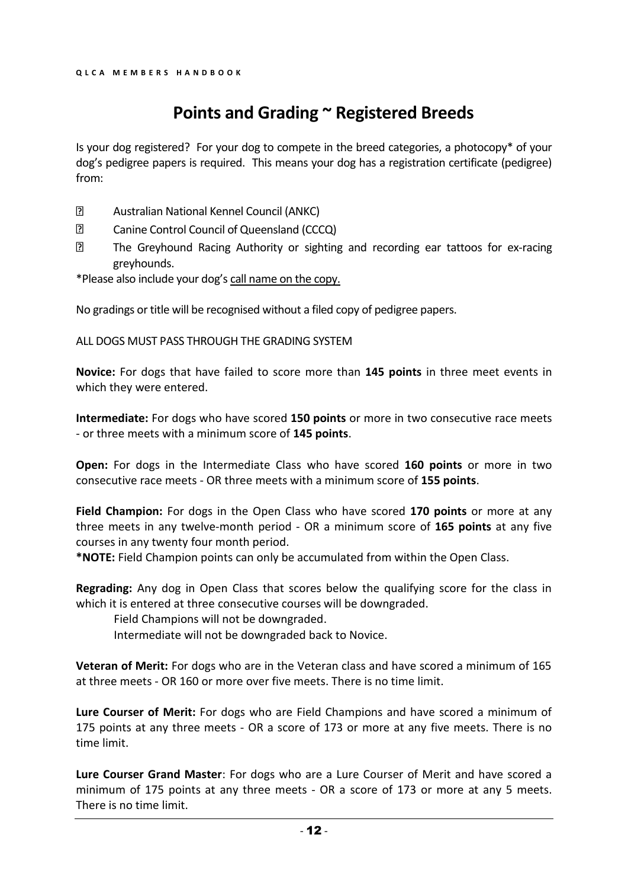# Points and Grading ~ Registered Breeds

Is your dog registered? For your dog to compete in the breed categories, a photocopy* of your dog's pedigree papers is required. This means your dog has a registration certificate (pedigree) from:

- Australian National Kennel Council (ANKC)
- Canine Control Council of Queensland (CCCQ)
- The Greyhound Racing Authority or sighting and recording ear tattoos for ex-racing greyhounds.

*Please also include your dog's <u>call name on the copy.</u>

No gradings or title will be recognised without a filed copy of pedigree papers.

ALL DOGS MUST PASS THROUGH THE GRADING SYSTEM

**Novice:** For dogs that have failed to score more than **145 points** in three meet events in which they were entered.

**Intermediate:** For dogs who have scored **150 points** or more in two consecutive race meets - or three meets with a minimum score of **145 points**.

**Open:** For dogs in the Intermediate Class who have scored **160 points** or more in two consecutive race meets - OR three meets with a minimum score of **155 points**.

**Field Champion:** For dogs in the Open Class who have scored **170 points** or more at any three meets in any twelve-month period - OR a minimum score of **165 points** at any five courses in any twenty four month period.

***NOTE:** Field Champion points can only be accumulated from within the Open Class.

**Regrading:** Any dog in Open Class that scores below the qualifying score for the class in which it is entered at three consecutive courses will be downgraded.

Field Champions will not be downgraded.

Intermediate will not be downgraded back to Novice.

**Veteran of Merit:** For dogs who are in the Veteran class and have scored a minimum of 165 at three meets - OR 160 or more over five meets. There is no time limit.

**Lure Courser of Merit:** For dogs who are Field Champions and have scored a minimum of 175 points at any three meets - OR a score of 173 or more at any five meets. There is no time limit.

**Lure Courser Grand Master**: For dogs who are a Lure Courser of Merit and have scored a minimum of 175 points at any three meets - OR a score of 173 or more at any 5 meets. There is no time limit.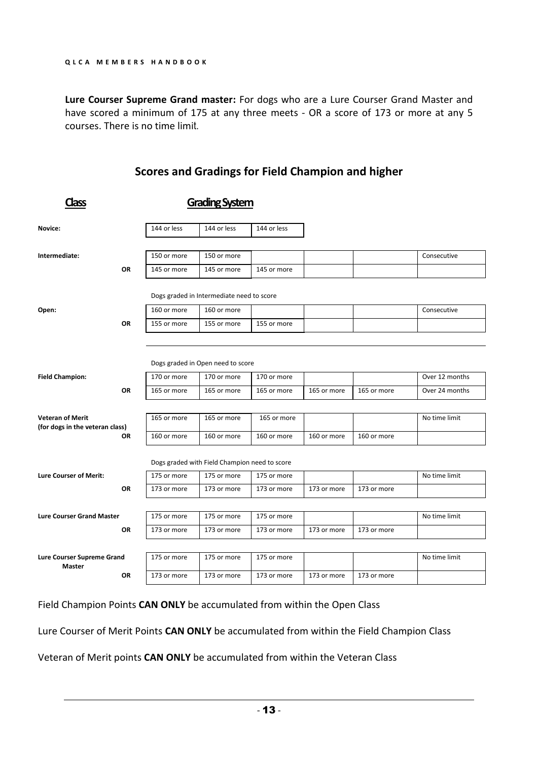**Lure Courser Supreme Grand master:** For dogs who are a Lure Courser Grand Master and have scored a minimum of 175 at any three meets - OR a score of 173 or more at any 5 courses. There is no time limit.

## Scores and Gradings for Field Champion and higher

| Class | Grading System | | | | | |
|---|---|---|---|---|---|---|
| **Novice:** | 144 or less | 144 or less | 144 or less | | | |
| **Intermediate:** | 150 or more | 150 or more | | | | Consecutive |
| **OR** | 145 or more | 145 or more | 145 or more | | | |
| | Dogs graded in Intermediate need to score | | | | | |
| **Open:** | 160 or more | 160 or more | | | | Consecutive |
| **OR** | 155 or more | 155 or more | 155 or more | | | |
| | Dogs graded in Open need to score | | | | | |
| **Field Champion:** | 170 or more | 170 or more | 170 or more | | | Over 12 months |
| **OR** | 165 or more | 165 or more | 165 or more | 165 or more | 165 or more | Over 24 months |
| **Veteran of Merit (for dogs in the veteran class)** | 165 or more | 165 or more | 165 or more | | | No time limit |
| **OR** | 160 or more | 160 or more | 160 or more | 160 or more | 160 or more | |
| | Dogs graded with Field Champion need to score | | | | | |
| **Lure Courser of Merit:** | 175 or more | 175 or more | 175 or more | | | No time limit |
| **OR** | 173 or more | 173 or more | 173 or more | 173 or more | 173 or more | |
| **Lure Courser Grand Master** | 175 or more | 175 or more | 175 or more | | | No time limit |
| **OR** | 173 or more | 173 or more | 173 or more | 173 or more | 173 or more | |
| **Lure Courser Supreme Grand Master** | 175 or more | 175 or more | 175 or more | | | No time limit |
| **OR** | 173 or more | 173 or more | 173 or more | 173 or more | 173 or more | |

Field Champion Points **CAN ONLY** be accumulated from within the Open Class

Lure Courser of Merit Points **CAN ONLY** be accumulated from within the Field Champion Class

Veteran of Merit points **CAN ONLY** be accumulated from within the Veteran Class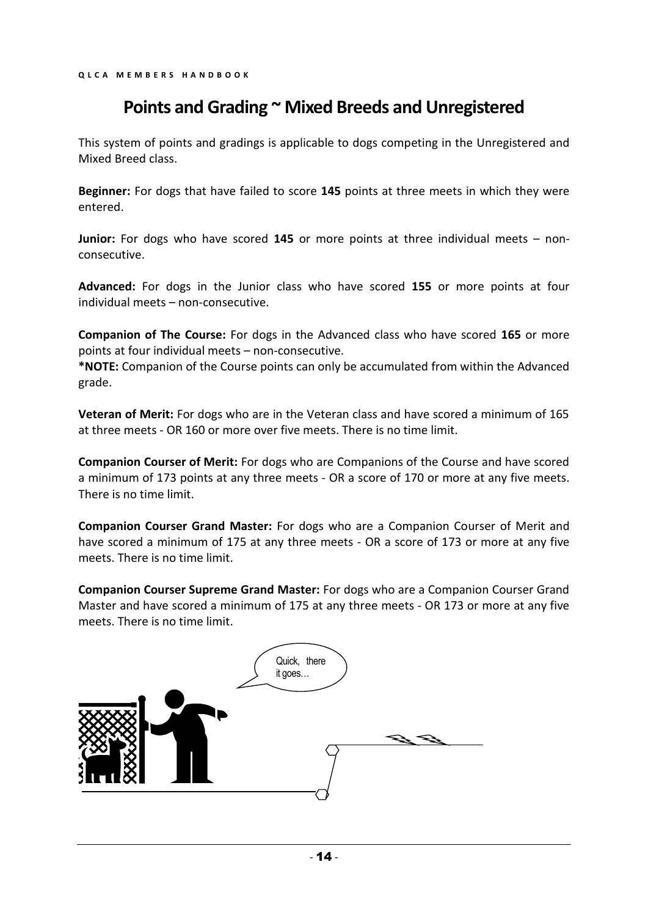# Points and Grading ~ Mixed Breeds and Unregistered

This system of points and gradings is applicable to dogs competing in the Unregistered and Mixed Breed class.

**Beginner:** For dogs that have failed to score **145** points at three meets in which they were entered.

**Junior:** For dogs who have scored **145** or more points at three individual meets – non-consecutive.

**Advanced:** For dogs in the Junior class who have scored **155** or more points at four individual meets – non-consecutive.

**Companion of The Course:** For dogs in the Advanced class who have scored **165** or more points at four individual meets – non-consecutive.
***NOTE:** Companion of the Course points can only be accumulated from within the Advanced grade.

**Veteran of Merit:** For dogs who are in the Veteran class and have scored a minimum of 165 at three meets - OR 160 or more over five meets. There is no time limit.

**Companion Courser of Merit:** For dogs who are Companions of the Course and have scored a minimum of 173 points at any three meets - OR a score of 170 or more at any five meets. There is no time limit.

**Companion Courser Grand Master:** For dogs who are a Companion Courser of Merit and have scored a minimum of 175 at any three meets - OR a score of 173 or more at any five meets. There is no time limit.

**Companion Courser Supreme Grand Master:** For dogs who are a Companion Courser Grand Master and have scored a minimum of 175 at any three meets - OR 173 or more at any five meets. There is no time limit.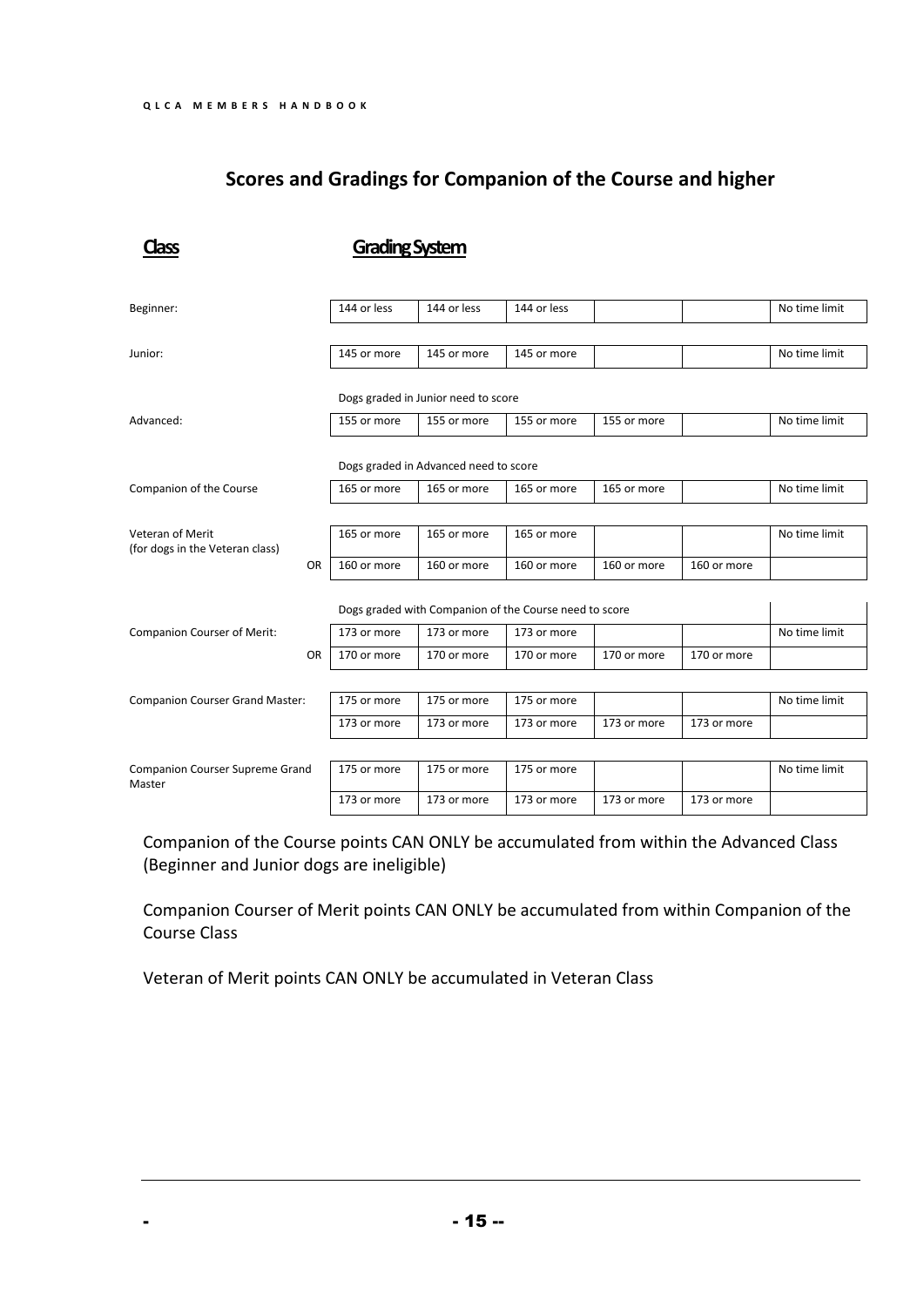## Scores and Gradings for Companion of the Course and higher

| Class | Grading System | | | | | |
|---|---|---|---|---|---|---|
| Beginner: | 144 or less | 144 or less | 144 or less | | | No time limit |
| Junior: | 145 or more | 145 or more | 145 or more | | | No time limit |
| | Dogs graded in Junior need to score | | | | | |
| Advanced: | 155 or more | 155 or more | 155 or more | 155 or more | | No time limit |
| | Dogs graded in Advanced need to score | | | | | |
| Companion of the Course | 165 or more | 165 or more | 165 or more | 165 or more | | No time limit |
| Veteran of Merit (for dogs in the Veteran class) | 165 or more | 165 or more | 165 or more | | | No time limit |
| OR | 160 or more | 160 or more | 160 or more | 160 or more | 160 or more | |
| | Dogs graded with Companion of the Course need to score | | | | | |
| Companion Courser of Merit: | 173 or more | 173 or more | 173 or more | | | No time limit |
| OR | 170 or more | 170 or more | 170 or more | 170 or more | 170 or more | |
| Companion Courser Grand Master: | 175 or more | 175 or more | 175 or more | | | No time limit |
| | 173 or more | 173 or more | 173 or more | 173 or more | 173 or more | |
| Companion Courser Supreme Grand Master | 175 or more | 175 or more | 175 or more | | | No time limit |
| | 173 or more | 173 or more | 173 or more | 173 or more | 173 or more | |

Companion of the Course points CAN ONLY be accumulated from within the Advanced Class (Beginner and Junior dogs are ineligible)

Companion Courser of Merit points CAN ONLY be accumulated from within Companion of the Course Class

Veteran of Merit points CAN ONLY be accumulated in Veteran Class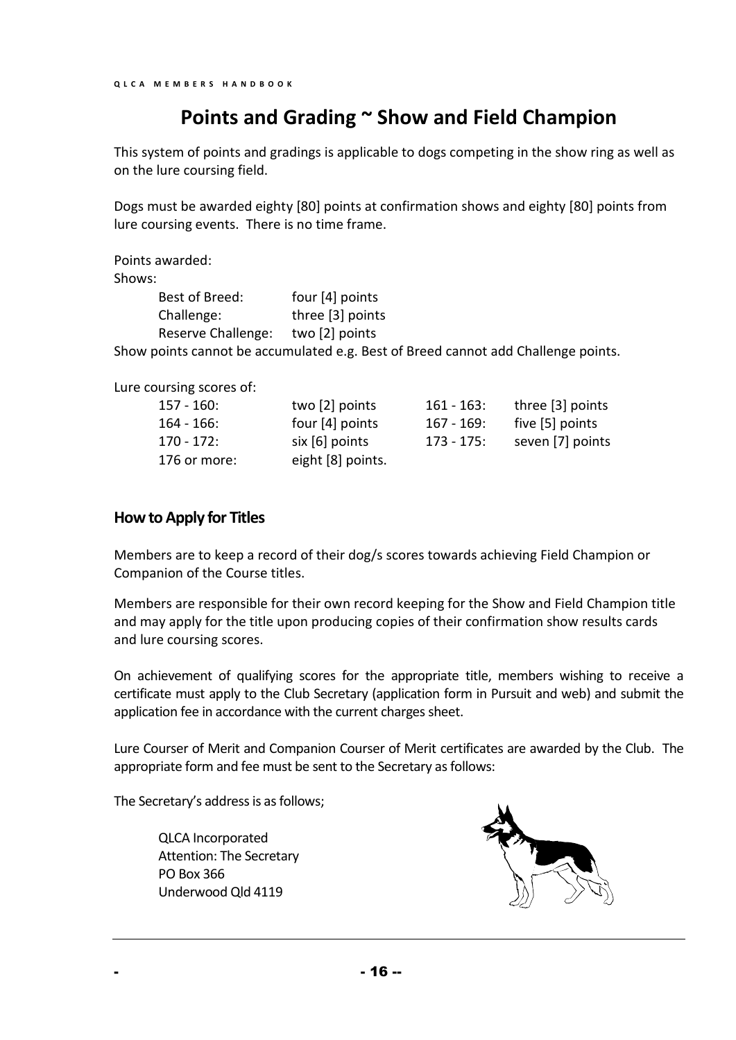# Points and Grading ~ Show and Field Champion

This system of points and gradings is applicable to dogs competing in the show ring as well as on the lure coursing field.

Dogs must be awarded eighty [80] points at confirmation shows and eighty [80] points from lure coursing events. There is no time frame.

Points awarded:

Shows:

| | |
|---|---|
| Best of Breed: | four [4] points |
| Challenge: | three [3] points |
| Reserve Challenge: | two [2] points |

Show points cannot be accumulated e.g. Best of Breed cannot add Challenge points.

Lure coursing scores of:

| | | | |
|---|---|---|---|
| 157 - 160: | two [2] points | 161 - 163: | three [3] points |
| 164 - 166: | four [4] points | 167 - 169: | five [5] points |
| 170 - 172: | six [6] points | 173 - 175: | seven [7] points |
| 176 or more: | eight [8] points. | | |

## How to Apply for Titles

Members are to keep a record of their dog/s scores towards achieving Field Champion or Companion of the Course titles.

Members are responsible for their own record keeping for the Show and Field Champion title and may apply for the title upon producing copies of their confirmation show results cards and lure coursing scores.

On achievement of qualifying scores for the appropriate title, members wishing to receive a certificate must apply to the Club Secretary (application form in Pursuit and web) and submit the application fee in accordance with the current charges sheet.

Lure Courser of Merit and Companion Courser of Merit certificates are awarded by the Club. The appropriate form and fee must be sent to the Secretary as follows:

The Secretary's address is as follows;

QLCA Incorporated
Attention: The Secretary
PO Box 366
Underwood Qld 4119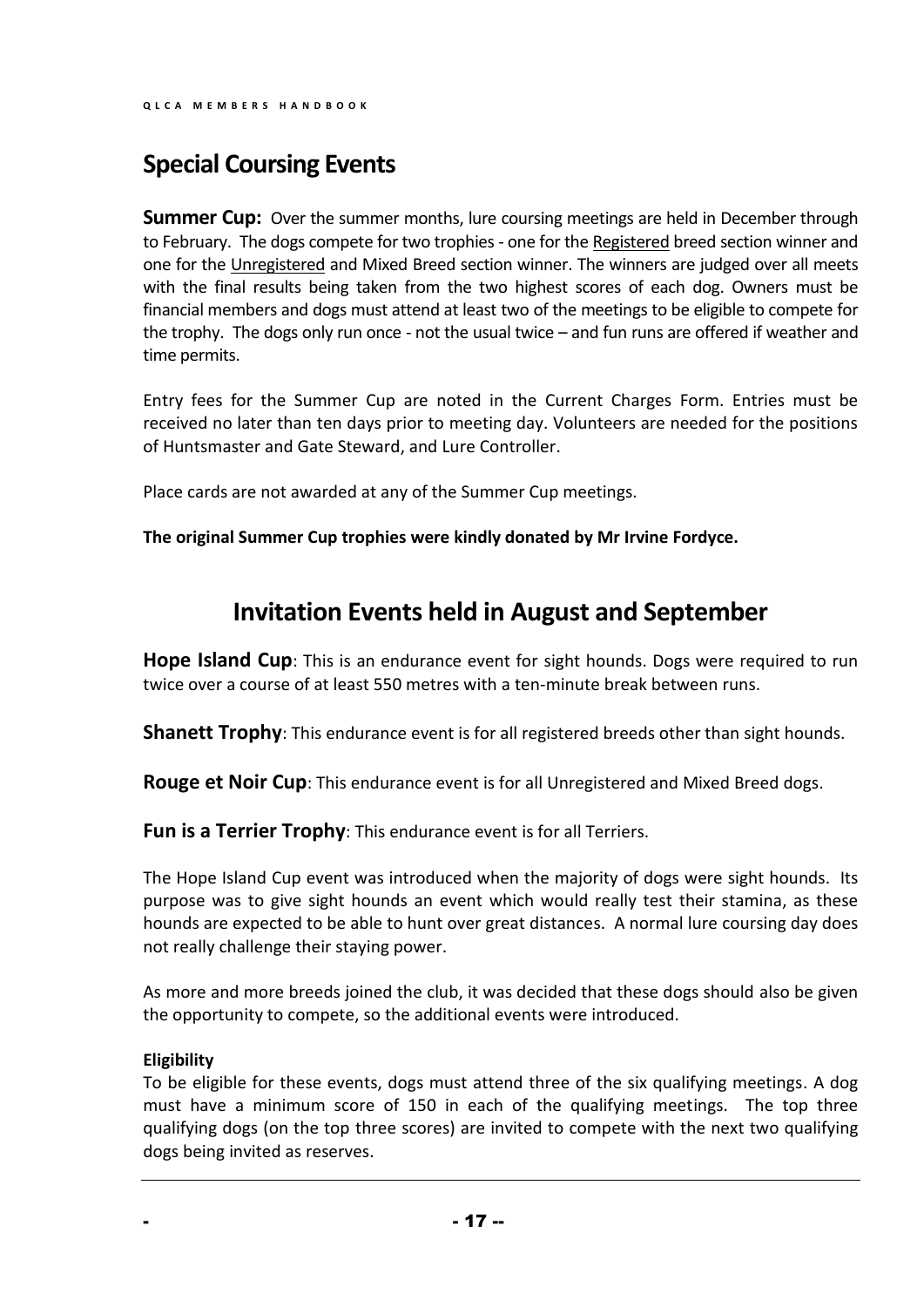## Special Coursing Events

**Summer Cup:** Over the summer months, lure coursing meetings are held in December through to February. The dogs compete for two trophies - one for the Registered breed section winner and one for the Unregistered and Mixed Breed section winner. The winners are judged over all meets with the final results being taken from the two highest scores of each dog. Owners must be financial members and dogs must attend at least two of the meetings to be eligible to compete for the trophy. The dogs only run once - not the usual twice – and fun runs are offered if weather and time permits.

Entry fees for the Summer Cup are noted in the Current Charges Form. Entries must be received no later than ten days prior to meeting day. Volunteers are needed for the positions of Huntsmaster and Gate Steward, and Lure Controller.

Place cards are not awarded at any of the Summer Cup meetings.

**The original Summer Cup trophies were kindly donated by Mr Irvine Fordyce.**

## Invitation Events held in August and September

**Hope Island Cup**: This is an endurance event for sight hounds. Dogs were required to run twice over a course of at least 550 metres with a ten-minute break between runs.

**Shanett Trophy**: This endurance event is for all registered breeds other than sight hounds.

**Rouge et Noir Cup**: This endurance event is for all Unregistered and Mixed Breed dogs.

**Fun is a Terrier Trophy**: This endurance event is for all Terriers.

The Hope Island Cup event was introduced when the majority of dogs were sight hounds. Its purpose was to give sight hounds an event which would really test their stamina, as these hounds are expected to be able to hunt over great distances. A normal lure coursing day does not really challenge their staying power.

As more and more breeds joined the club, it was decided that these dogs should also be given the opportunity to compete, so the additional events were introduced.

**Eligibility**

To be eligible for these events, dogs must attend three of the six qualifying meetings. A dog must have a minimum score of 150 in each of the qualifying meetings. The top three qualifying dogs (on the top three scores) are invited to compete with the next two qualifying dogs being invited as reserves.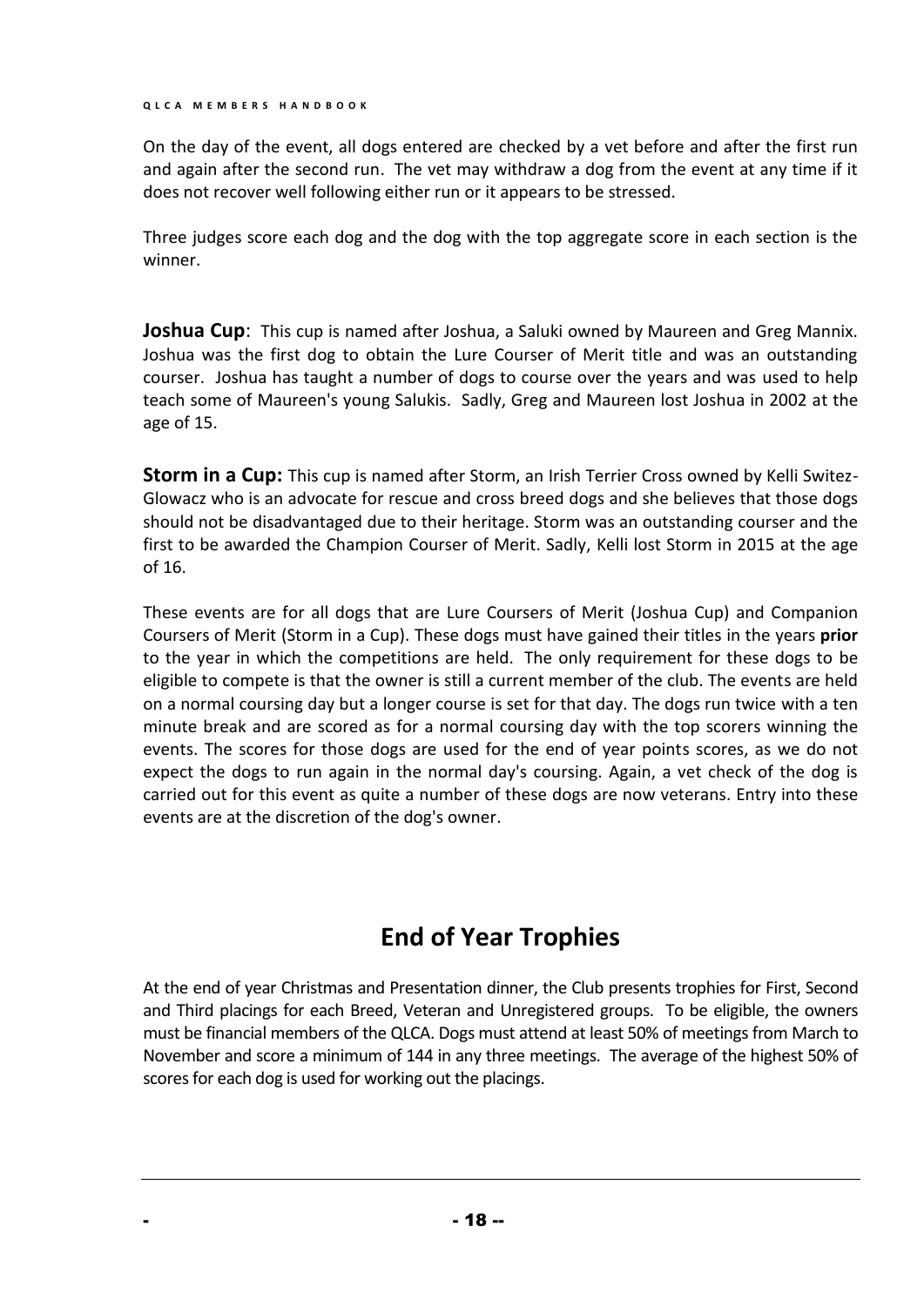On the day of the event, all dogs entered are checked by a vet before and after the first run and again after the second run. The vet may withdraw a dog from the event at any time if it does not recover well following either run or it appears to be stressed.

Three judges score each dog and the dog with the top aggregate score in each section is the winner.

**Joshua Cup**: This cup is named after Joshua, a Saluki owned by Maureen and Greg Mannix. Joshua was the first dog to obtain the Lure Courser of Merit title and was an outstanding courser. Joshua has taught a number of dogs to course over the years and was used to help teach some of Maureen's young Salukis. Sadly, Greg and Maureen lost Joshua in 2002 at the age of 15.

**Storm in a Cup:** This cup is named after Storm, an Irish Terrier Cross owned by Kelli Switez-Glowacz who is an advocate for rescue and cross breed dogs and she believes that those dogs should not be disadvantaged due to their heritage. Storm was an outstanding courser and the first to be awarded the Champion Courser of Merit. Sadly, Kelli lost Storm in 2015 at the age of 16.

These events are for all dogs that are Lure Coursers of Merit (Joshua Cup) and Companion Coursers of Merit (Storm in a Cup). These dogs must have gained their titles in the years **prior** to the year in which the competitions are held. The only requirement for these dogs to be eligible to compete is that the owner is still a current member of the club. The events are held on a normal coursing day but a longer course is set for that day. The dogs run twice with a ten minute break and are scored as for a normal coursing day with the top scorers winning the events. The scores for those dogs are used for the end of year points scores, as we do not expect the dogs to run again in the normal day's coursing. Again, a vet check of the dog is carried out for this event as quite a number of these dogs are now veterans. Entry into these events are at the discretion of the dog's owner.

## End of Year Trophies

At the end of year Christmas and Presentation dinner, the Club presents trophies for First, Second and Third placings for each Breed, Veteran and Unregistered groups. To be eligible, the owners must be financial members of the QLCA. Dogs must attend at least 50% of meetings from March to November and score a minimum of 144 in any three meetings. The average of the highest 50% of scores for each dog is used for working out the placings.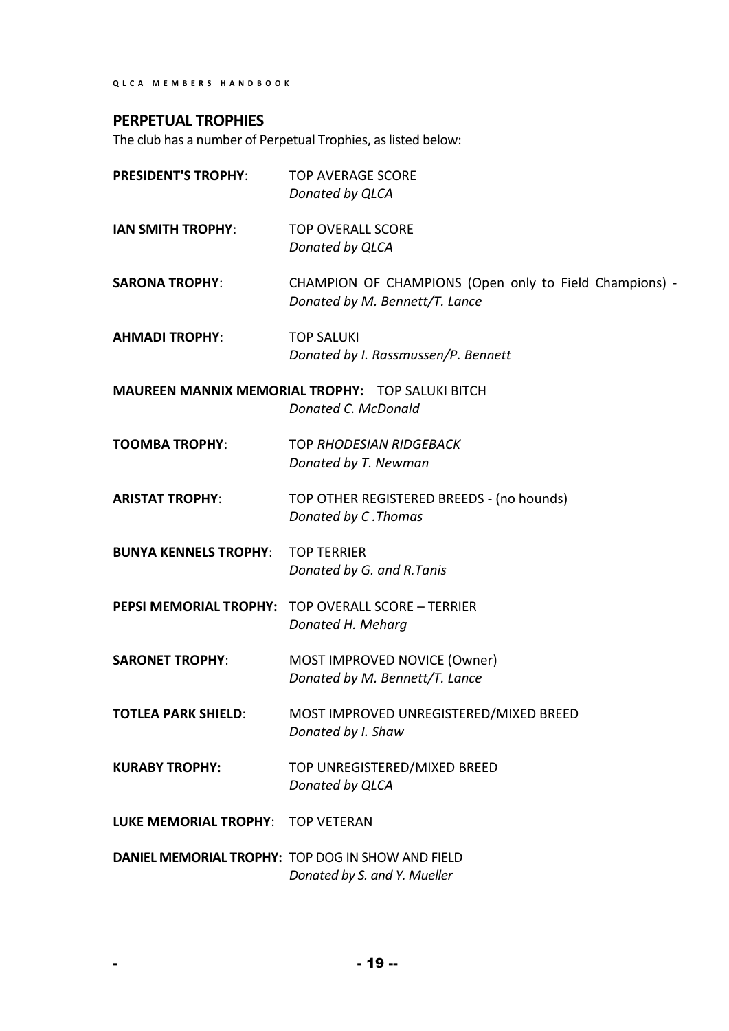## PERPETUAL TROPHIES

The club has a number of Perpetual Trophies, as listed below:

**PRESIDENT'S TROPHY**: TOP AVERAGE SCORE
*Donated by QLCA*

**IAN SMITH TROPHY**: TOP OVERALL SCORE
*Donated by QLCA*

**SARONA TROPHY**: CHAMPION OF CHAMPIONS (Open only to Field Champions) -
*Donated by M. Bennett/T. Lance*

**AHMADI TROPHY**: TOP SALUKI
*Donated by I. Rassmussen/P. Bennett*

**MAUREEN MANNIX MEMORIAL TROPHY:** TOP SALUKI BITCH
*Donated C. McDonald*

**TOOMBA TROPHY**: TOP *RHODESIAN RIDGEBACK*
*Donated by T. Newman*

**ARISTAT TROPHY**: TOP OTHER REGISTERED BREEDS - (no hounds)
*Donated by C .Thomas*

**BUNYA KENNELS TROPHY**: TOP TERRIER
*Donated by G. and R.Tanis*

**PEPSI MEMORIAL TROPHY:** TOP OVERALL SCORE – TERRIER
*Donated H. Meharg*

**SARONET TROPHY**: MOST IMPROVED NOVICE (Owner)
*Donated by M. Bennett/T. Lance*

**TOTLEA PARK SHIELD**: MOST IMPROVED UNREGISTERED/MIXED BREED
*Donated by I. Shaw*

**KURABY TROPHY:** TOP UNREGISTERED/MIXED BREED
*Donated by QLCA*

**LUKE MEMORIAL TROPHY**: TOP VETERAN

**DANIEL MEMORIAL TROPHY:** TOP DOG IN SHOW AND FIELD
*Donated by S. and Y. Mueller*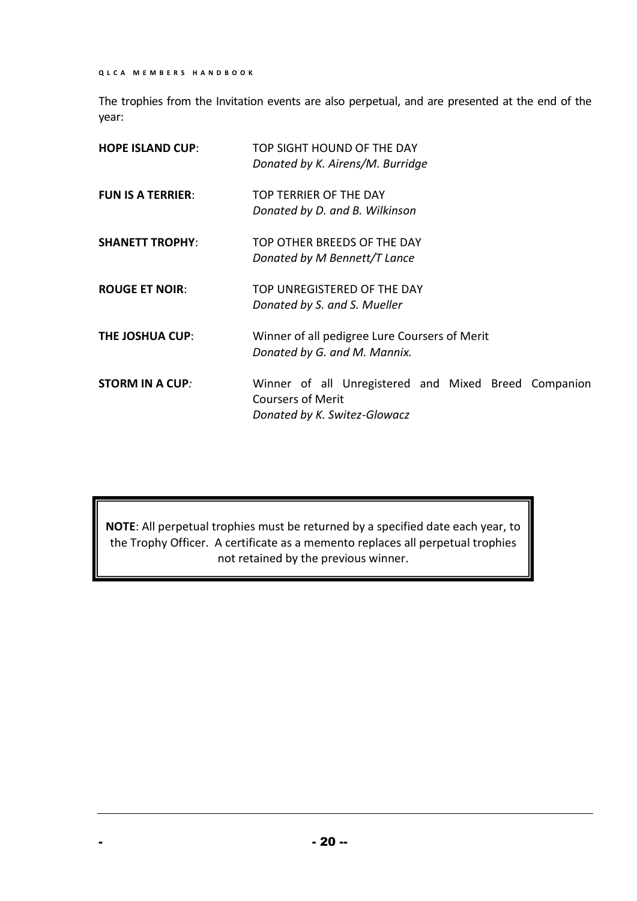The trophies from the Invitation events are also perpetual, and are presented at the end of the year:

**HOPE ISLAND CUP**: TOP SIGHT HOUND OF THE DAY
*Donated by K. Airens/M. Burridge*

**FUN IS A TERRIER**: TOP TERRIER OF THE DAY
*Donated by D. and B. Wilkinson*

**SHANETT TROPHY**: TOP OTHER BREEDS OF THE DAY
*Donated by M Bennett/T Lance*

**ROUGE ET NOIR**: TOP UNREGISTERED OF THE DAY
*Donated by S. and S. Mueller*

**THE JOSHUA CUP**: Winner of all pedigree Lure Coursers of Merit
*Donated by G. and M. Mannix.*

**STORM IN A CUP***:* Winner of all Unregistered and Mixed Breed Companion Coursers of Merit
*Donated by K. Switez-Glowacz*

**NOTE**: All perpetual trophies must be returned by a specified date each year, to the Trophy Officer. A certificate as a memento replaces all perpetual trophies not retained by the previous winner.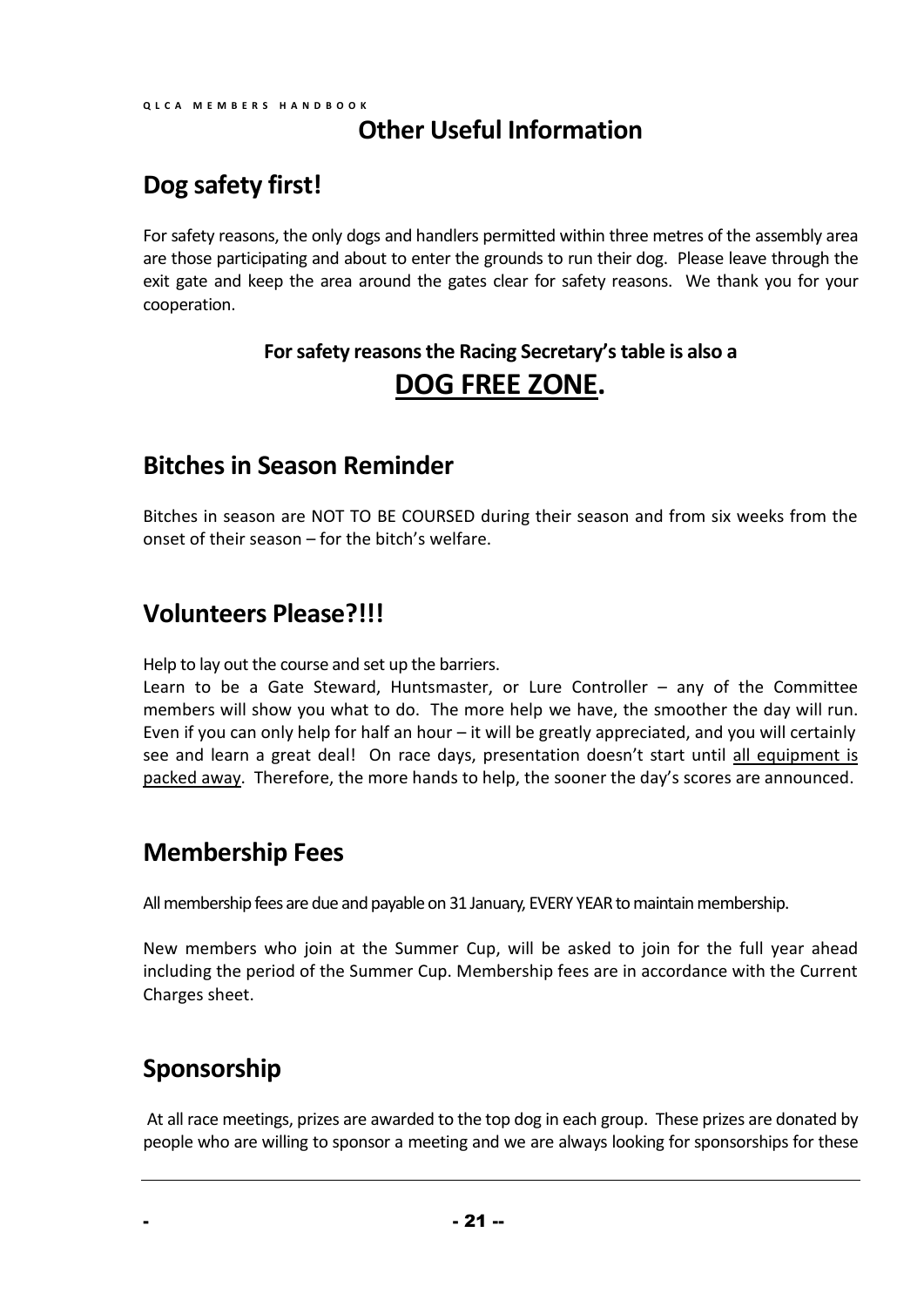# Other Useful Information

## Dog safety first!

For safety reasons, the only dogs and handlers permitted within three metres of the assembly area are those participating and about to enter the grounds to run their dog. Please leave through the exit gate and keep the area around the gates clear for safety reasons. We thank you for your cooperation.

**For safety reasons the Racing Secretary's table is also a**

**DOG FREE ZONE.**

## Bitches in Season Reminder

Bitches in season are NOT TO BE COURSED during their season and from six weeks from the onset of their season – for the bitch's welfare.

## Volunteers Please?!!!

Help to lay out the course and set up the barriers.

Learn to be a Gate Steward, Huntsmaster, or Lure Controller – any of the Committee members will show you what to do. The more help we have, the smoother the day will run. Even if you can only help for half an hour – it will be greatly appreciated, and you will certainly see and learn a great deal! On race days, presentation doesn't start until all equipment is packed away. Therefore, the more hands to help, the sooner the day's scores are announced.

## Membership Fees

All membership fees are due and payable on 31 January, EVERY YEAR to maintain membership.

New members who join at the Summer Cup, will be asked to join for the full year ahead including the period of the Summer Cup. Membership fees are in accordance with the Current Charges sheet.

## Sponsorship

At all race meetings, prizes are awarded to the top dog in each group. These prizes are donated by people who are willing to sponsor a meeting and we are always looking for sponsorships for these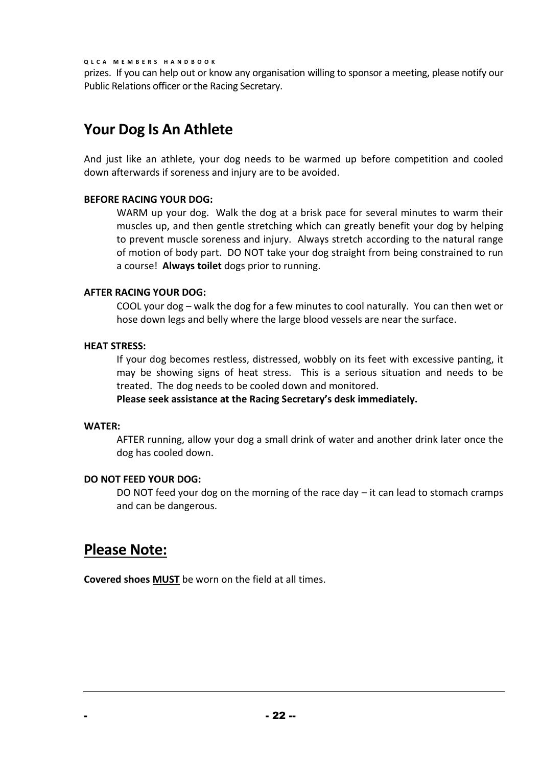prizes. If you can help out or know any organisation willing to sponsor a meeting, please notify our Public Relations officer or the Racing Secretary.

## Your Dog Is An Athlete

And just like an athlete, your dog needs to be warmed up before competition and cooled down afterwards if soreness and injury are to be avoided.

**BEFORE RACING YOUR DOG:**

WARM up your dog. Walk the dog at a brisk pace for several minutes to warm their muscles up, and then gentle stretching which can greatly benefit your dog by helping to prevent muscle soreness and injury. Always stretch according to the natural range of motion of body part. DO NOT take your dog straight from being constrained to run a course! **Always toilet** dogs prior to running.

**AFTER RACING YOUR DOG:**

COOL your dog – walk the dog for a few minutes to cool naturally. You can then wet or hose down legs and belly where the large blood vessels are near the surface.

**HEAT STRESS:**

If your dog becomes restless, distressed, wobbly on its feet with excessive panting, it may be showing signs of heat stress. This is a serious situation and needs to be treated. The dog needs to be cooled down and monitored.
**Please seek assistance at the Racing Secretary's desk immediately.**

**WATER:**

AFTER running, allow your dog a small drink of water and another drink later once the dog has cooled down.

**DO NOT FEED YOUR DOG:**

DO NOT feed your dog on the morning of the race day – it can lead to stomach cramps and can be dangerous.

## Please Note:

**Covered shoes MUST** be worn on the field at all times.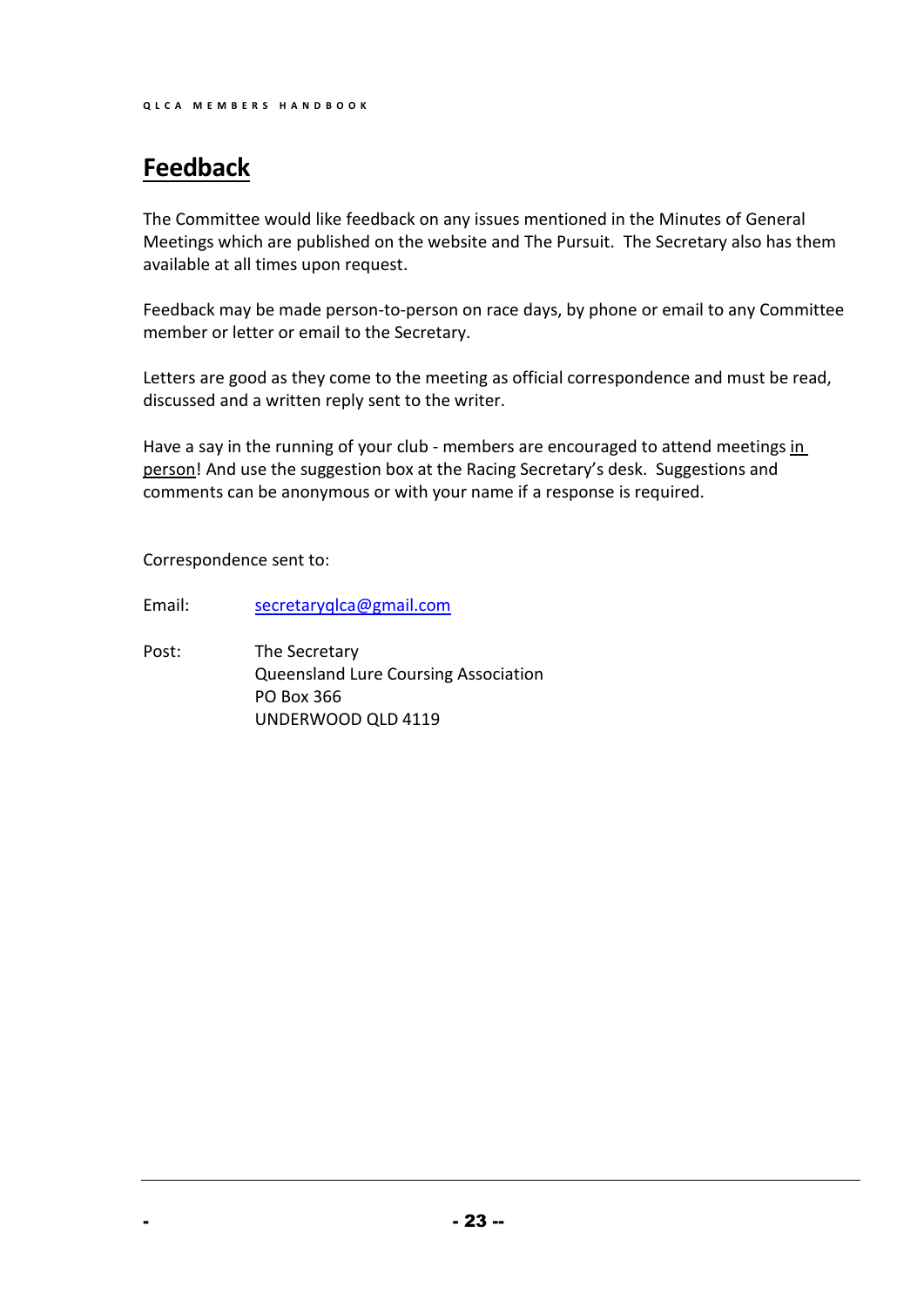# Feedback

The Committee would like feedback on any issues mentioned in the Minutes of General Meetings which are published on the website and The Pursuit. The Secretary also has them available at all times upon request.

Feedback may be made person-to-person on race days, by phone or email to any Committee member or letter or email to the Secretary.

Letters are good as they come to the meeting as official correspondence and must be read, discussed and a written reply sent to the writer.

Have a say in the running of your club - members are encouraged to attend meetings in person! And use the suggestion box at the Racing Secretary's desk. Suggestions and comments can be anonymous or with your name if a response is required.

Correspondence sent to:

Email: secretaryqlca@gmail.com

Post: The Secretary
Queensland Lure Coursing Association
PO Box 366
UNDERWOOD QLD 4119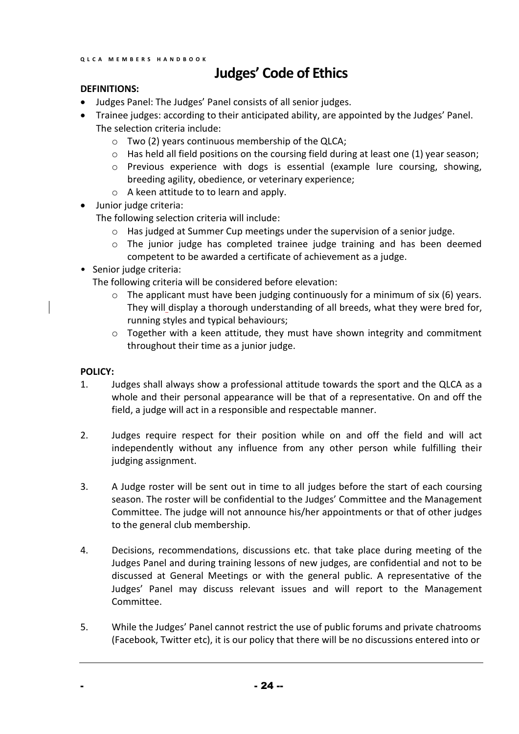# Judges' Code of Ethics

**DEFINITIONS:**

- Judges Panel: The Judges' Panel consists of all senior judges.
- Trainee judges: according to their anticipated ability, are appointed by the Judges' Panel. The selection criteria include:
  - Two (2) years continuous membership of the QLCA;
  - Has held all field positions on the coursing field during at least one (1) year season;
  - Previous experience with dogs is essential (example lure coursing, showing, breeding agility, obedience, or veterinary experience;
  - A keen attitude to to learn and apply.
- Junior judge criteria:

  The following selection criteria will include:
  - Has judged at Summer Cup meetings under the supervision of a senior judge.
  - The junior judge has completed trainee judge training and has been deemed competent to be awarded a certificate of achievement as a judge.
- Senior judge criteria:

  The following criteria will be considered before elevation:
  - The applicant must have been judging continuously for a minimum of six (6) years. They will display a thorough understanding of all breeds, what they were bred for, running styles and typical behaviours;
  - Together with a keen attitude, they must have shown integrity and commitment throughout their time as a junior judge.

**POLICY:**

1. Judges shall always show a professional attitude towards the sport and the QLCA as a whole and their personal appearance will be that of a representative. On and off the field, a judge will act in a responsible and respectable manner.

2. Judges require respect for their position while on and off the field and will act independently without any influence from any other person while fulfilling their judging assignment.

3. A Judge roster will be sent out in time to all judges before the start of each coursing season. The roster will be confidential to the Judges' Committee and the Management Committee. The judge will not announce his/her appointments or that of other judges to the general club membership.

4. Decisions, recommendations, discussions etc. that take place during meeting of the Judges Panel and during training lessons of new judges, are confidential and not to be discussed at General Meetings or with the general public. A representative of the Judges' Panel may discuss relevant issues and will report to the Management Committee.

5. While the Judges' Panel cannot restrict the use of public forums and private chatrooms (Facebook, Twitter etc), it is our policy that there will be no discussions entered into or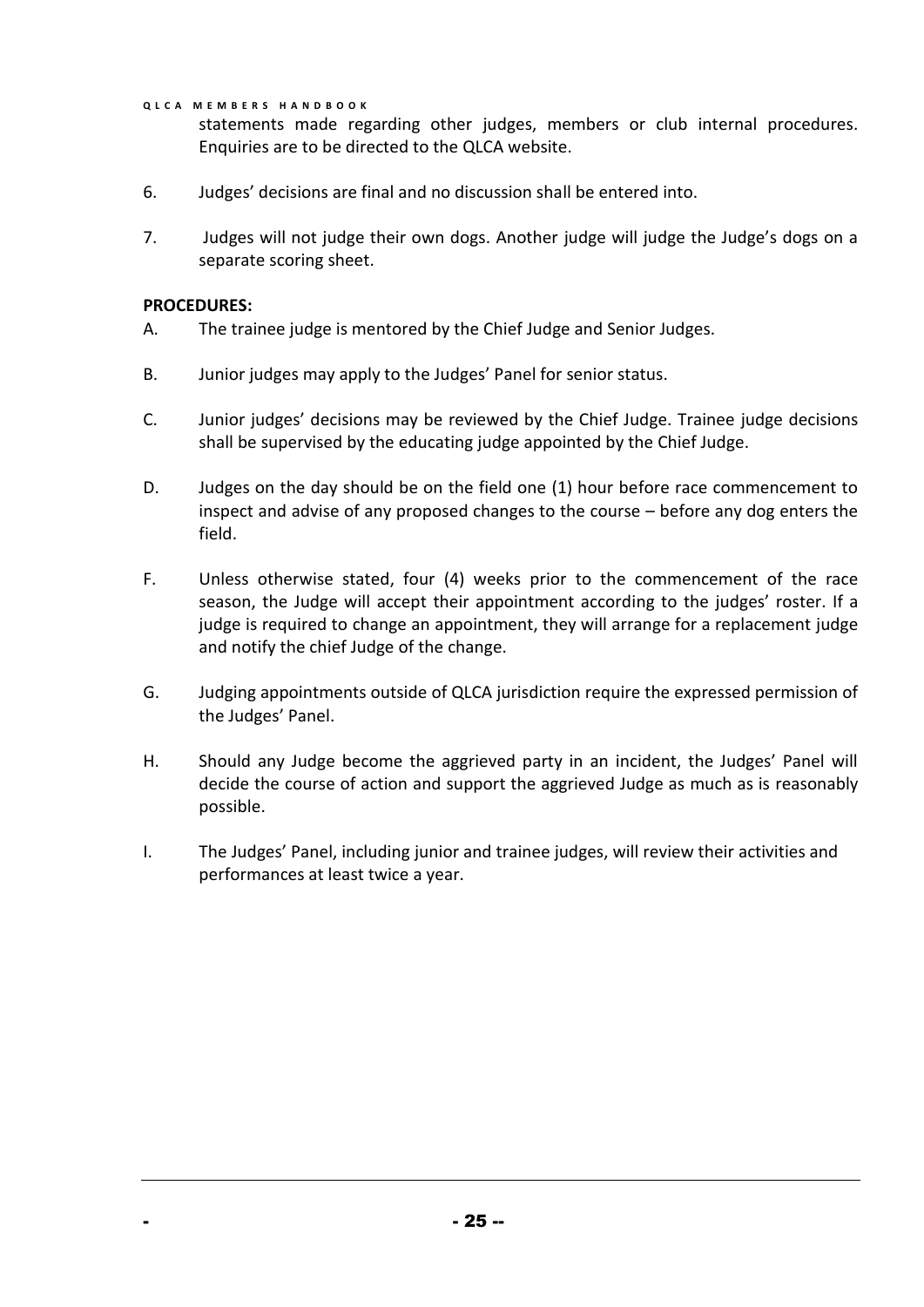statements made regarding other judges, members or club internal procedures. Enquiries are to be directed to the QLCA website.

6. Judges' decisions are final and no discussion shall be entered into.

7. Judges will not judge their own dogs. Another judge will judge the Judge's dogs on a separate scoring sheet.

**PROCEDURES:**

A. The trainee judge is mentored by the Chief Judge and Senior Judges.

B. Junior judges may apply to the Judges' Panel for senior status.

C. Junior judges' decisions may be reviewed by the Chief Judge. Trainee judge decisions shall be supervised by the educating judge appointed by the Chief Judge.

D. Judges on the day should be on the field one (1) hour before race commencement to inspect and advise of any proposed changes to the course – before any dog enters the field.

F. Unless otherwise stated, four (4) weeks prior to the commencement of the race season, the Judge will accept their appointment according to the judges' roster. If a judge is required to change an appointment, they will arrange for a replacement judge and notify the chief Judge of the change.

G. Judging appointments outside of QLCA jurisdiction require the expressed permission of the Judges' Panel.

H. Should any Judge become the aggrieved party in an incident, the Judges' Panel will decide the course of action and support the aggrieved Judge as much as is reasonably possible.

I. The Judges' Panel, including junior and trainee judges, will review their activities and performances at least twice a year.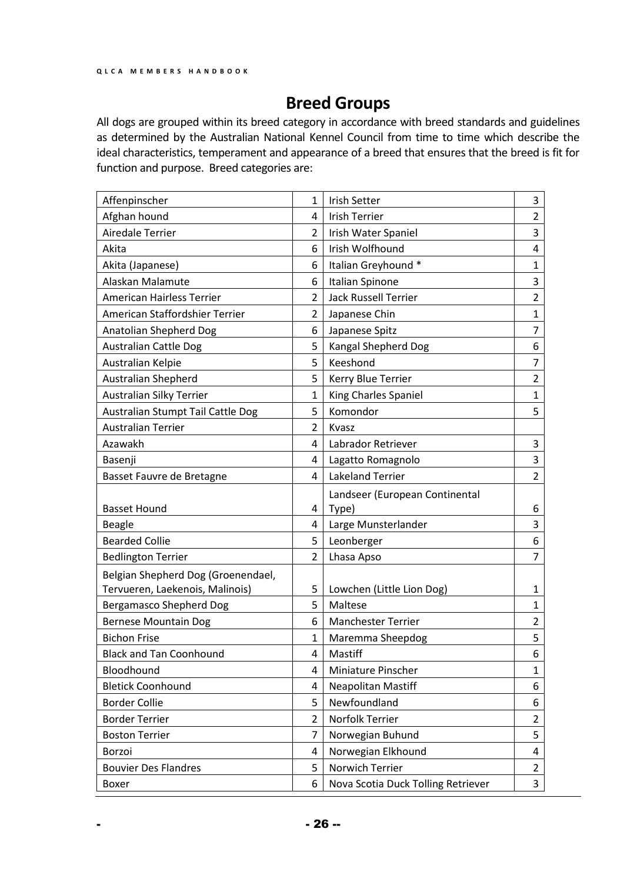# Breed Groups

All dogs are grouped within its breed category in accordance with breed standards and guidelines as determined by the Australian National Kennel Council from time to time which describe the ideal characteristics, temperament and appearance of a breed that ensures that the breed is fit for function and purpose. Breed categories are:

| | | | |
|---|---|---|---|
| Affenpinscher | 1 | Irish Setter | 3 |
| Afghan hound | 4 | Irish Terrier | 2 |
| Airedale Terrier | 2 | Irish Water Spaniel | 3 |
| Akita | 6 | Irish Wolfhound | 4 |
| Akita (Japanese) | 6 | Italian Greyhound * | 1 |
| Alaskan Malamute | 6 | Italian Spinone | 3 |
| American Hairless Terrier | 2 | Jack Russell Terrier | 2 |
| American Staffordshier Terrier | 2 | Japanese Chin | 1 |
| Anatolian Shepherd Dog | 6 | Japanese Spitz | 7 |
| Australian Cattle Dog | 5 | Kangal Shepherd Dog | 6 |
| Australian Kelpie | 5 | Keeshond | 7 |
| Australian Shepherd | 5 | Kerry Blue Terrier | 2 |
| Australian Silky Terrier | 1 | King Charles Spaniel | 1 |
| Australian Stumpt Tail Cattle Dog | 5 | Komondor | 5 |
| Australian Terrier | 2 | Kvasz | |
| Azawakh | 4 | Labrador Retriever | 3 |
| Basenji | 4 | Lagatto Romagnolo | 3 |
| Basset Fauvre de Bretagne | 4 | Lakeland Terrier | 2 |
| Basset Hound | 4 | Landseer (European Continental Type) | 6 |
| Beagle | 4 | Large Munsterlander | 3 |
| Bearded Collie | 5 | Leonberger | 6 |
| Bedlington Terrier | 2 | Lhasa Apso | 7 |
| Belgian Shepherd Dog (Groenendael, Tervueren, Laekenois, Malinois) | 5 | Lowchen (Little Lion Dog) | 1 |
| Bergamasco Shepherd Dog | 5 | Maltese | 1 |
| Bernese Mountain Dog | 6 | Manchester Terrier | 2 |
| Bichon Frise | 1 | Maremma Sheepdog | 5 |
| Black and Tan Coonhound | 4 | Mastiff | 6 |
| Bloodhound | 4 | Miniature Pinscher | 1 |
| Bletick Coonhound | 4 | Neapolitan Mastiff | 6 |
| Border Collie | 5 | Newfoundland | 6 |
| Border Terrier | 2 | Norfolk Terrier | 2 |
| Boston Terrier | 7 | Norwegian Buhund | 5 |
| Borzoi | 4 | Norwegian Elkhound | 4 |
| Bouvier Des Flandres | 5 | Norwich Terrier | 2 |
| Boxer | 6 | Nova Scotia Duck Tolling Retriever | 3 |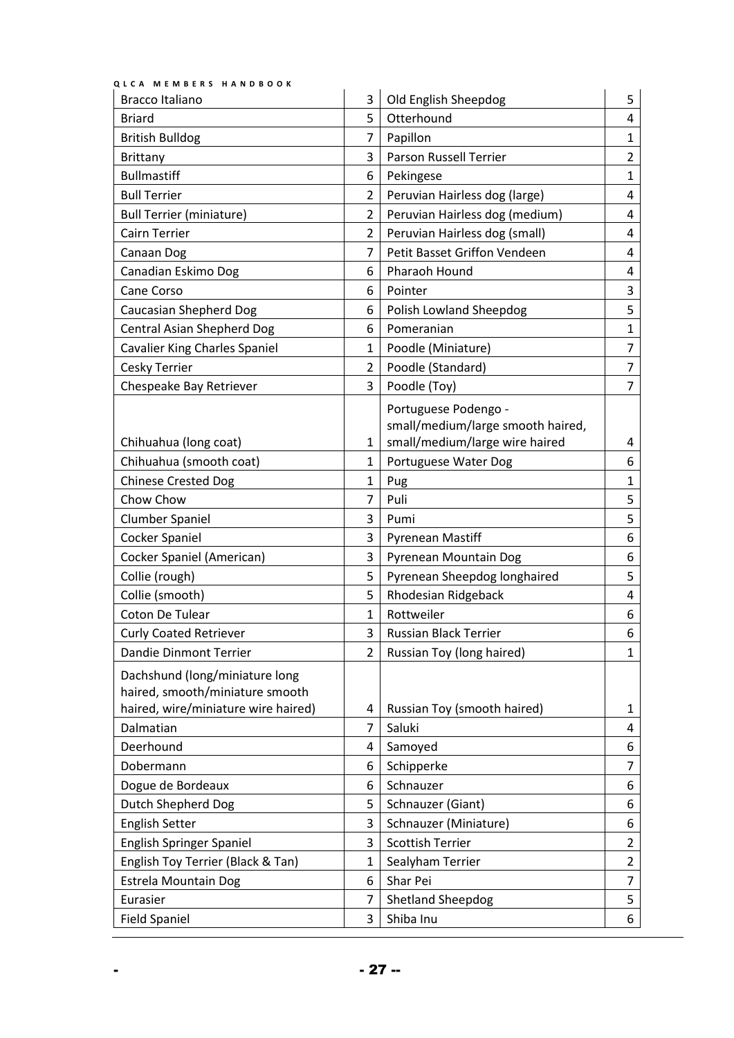| Bracco Italiano | 3 | Old English Sheepdog | 5 |
|---|---|---|---|
| Briard | 5 | Otterhound | 4 |
| British Bulldog | 7 | Papillon | 1 |
| Brittany | 3 | Parson Russell Terrier | 2 |
| Bullmastiff | 6 | Pekingese | 1 |
| Bull Terrier | 2 | Peruvian Hairless dog (large) | 4 |
| Bull Terrier (miniature) | 2 | Peruvian Hairless dog (medium) | 4 |
| Cairn Terrier | 2 | Peruvian Hairless dog (small) | 4 |
| Canaan Dog | 7 | Petit Basset Griffon Vendeen | 4 |
| Canadian Eskimo Dog | 6 | Pharaoh Hound | 4 |
| Cane Corso | 6 | Pointer | 3 |
| Caucasian Shepherd Dog | 6 | Polish Lowland Sheepdog | 5 |
| Central Asian Shepherd Dog | 6 | Pomeranian | 1 |
| Cavalier King Charles Spaniel | 1 | Poodle (Miniature) | 7 |
| Cesky Terrier | 2 | Poodle (Standard) | 7 |
| Chespeake Bay Retriever | 3 | Poodle (Toy) | 7 |
| Chihuahua (long coat) | 1 | Portuguese Podengo - small/medium/large smooth haired, small/medium/large wire haired | 4 |
| Chihuahua (smooth coat) | 1 | Portuguese Water Dog | 6 |
| Chinese Crested Dog | 1 | Pug | 1 |
| Chow Chow | 7 | Puli | 5 |
| Clumber Spaniel | 3 | Pumi | 5 |
| Cocker Spaniel | 3 | Pyrenean Mastiff | 6 |
| Cocker Spaniel (American) | 3 | Pyrenean Mountain Dog | 6 |
| Collie (rough) | 5 | Pyrenean Sheepdog longhaired | 5 |
| Collie (smooth) | 5 | Rhodesian Ridgeback | 4 |
| Coton De Tulear | 1 | Rottweiler | 6 |
| Curly Coated Retriever | 3 | Russian Black Terrier | 6 |
| Dandie Dinmont Terrier | 2 | Russian Toy (long haired) | 1 |
| Dachshund (long/miniature long haired, smooth/miniature smooth haired, wire/miniature wire haired) | 4 | Russian Toy (smooth haired) | 1 |
| Dalmatian | 7 | Saluki | 4 |
| Deerhound | 4 | Samoyed | 6 |
| Dobermann | 6 | Schipperke | 7 |
| Dogue de Bordeaux | 6 | Schnauzer | 6 |
| Dutch Shepherd Dog | 5 | Schnauzer (Giant) | 6 |
| English Setter | 3 | Schnauzer (Miniature) | 6 |
| English Springer Spaniel | 3 | Scottish Terrier | 2 |
| English Toy Terrier (Black & Tan) | 1 | Sealyham Terrier | 2 |
| Estrela Mountain Dog | 6 | Shar Pei | 7 |
| Eurasier | 7 | Shetland Sheepdog | 5 |
| Field Spaniel | 3 | Shiba Inu | 6 |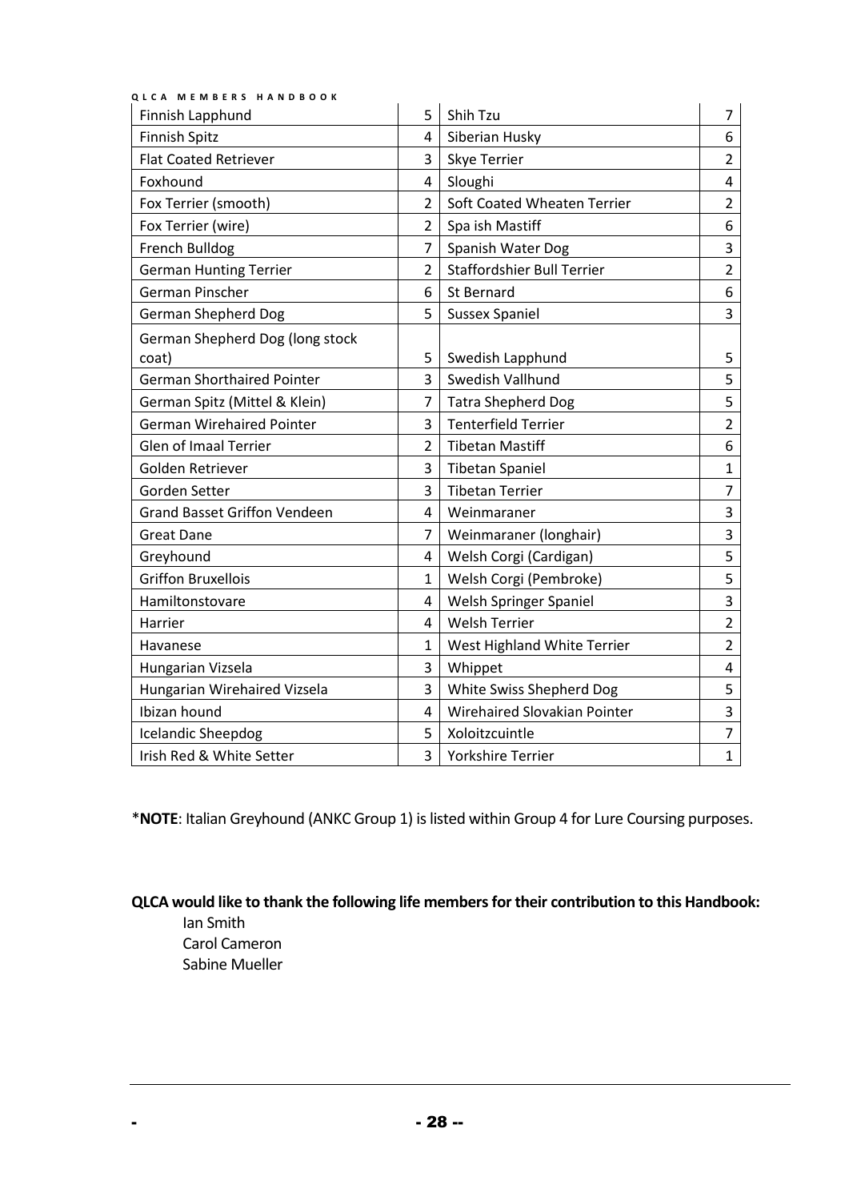| | | | |
|---|---|---|---|
| Finnish Lapphund | 5 | Shih Tzu | 7 |
| Finnish Spitz | 4 | Siberian Husky | 6 |
| Flat Coated Retriever | 3 | Skye Terrier | 2 |
| Foxhound | 4 | Sloughi | 4 |
| Fox Terrier (smooth) | 2 | Soft Coated Wheaten Terrier | 2 |
| Fox Terrier (wire) | 2 | Spa ish Mastiff | 6 |
| French Bulldog | 7 | Spanish Water Dog | 3 |
| German Hunting Terrier | 2 | Staffordshier Bull Terrier | 2 |
| German Pinscher | 6 | St Bernard | 6 |
| German Shepherd Dog | 5 | Sussex Spaniel | 3 |
| German Shepherd Dog (long stock coat) | 5 | Swedish Lapphund | 5 |
| German Shorthaired Pointer | 3 | Swedish Vallhund | 5 |
| German Spitz (Mittel & Klein) | 7 | Tatra Shepherd Dog | 5 |
| German Wirehaired Pointer | 3 | Tenterfield Terrier | 2 |
| Glen of Imaal Terrier | 2 | Tibetan Mastiff | 6 |
| Golden Retriever | 3 | Tibetan Spaniel | 1 |
| Gorden Setter | 3 | Tibetan Terrier | 7 |
| Grand Basset Griffon Vendeen | 4 | Weinmaraner | 3 |
| Great Dane | 7 | Weinmaraner (longhair) | 3 |
| Greyhound | 4 | Welsh Corgi (Cardigan) | 5 |
| Griffon Bruxellois | 1 | Welsh Corgi (Pembroke) | 5 |
| Hamiltonstovare | 4 | Welsh Springer Spaniel | 3 |
| Harrier | 4 | Welsh Terrier | 2 |
| Havanese | 1 | West Highland White Terrier | 2 |
| Hungarian Vizsela | 3 | Whippet | 4 |
| Hungarian Wirehaired Vizsela | 3 | White Swiss Shepherd Dog | 5 |
| Ibizan hound | 4 | Wirehaired Slovakian Pointer | 3 |
| Icelandic Sheepdog | 5 | Xoloitzcuintle | 7 |
| Irish Red & White Setter | 3 | Yorkshire Terrier | 1 |

*NOTE: Italian Greyhound (ANKC Group 1) is listed within Group 4 for Lure Coursing purposes.

**QLCA would like to thank the following life members for their contribution to this Handbook:**

Ian Smith
Carol Cameron
Sabine Mueller